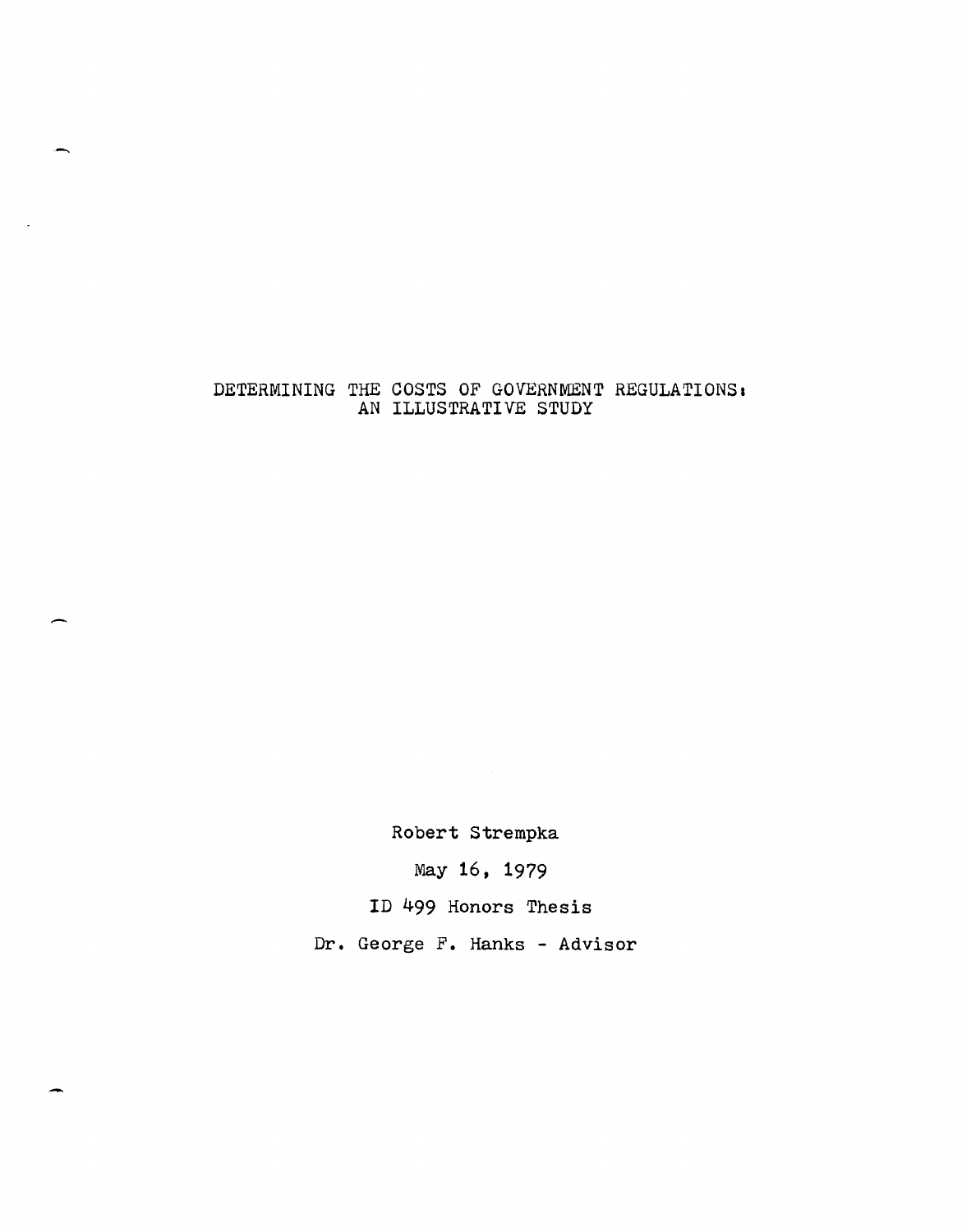# DETERMINING THE COSTS OF GOVERNMENT REGULATIONS: AN ILLUSTRATIVE STUDY

Robert Strempka

May 16, 1979

ID 499 Honors Thesis

Dr. George F. Hanks - Advisor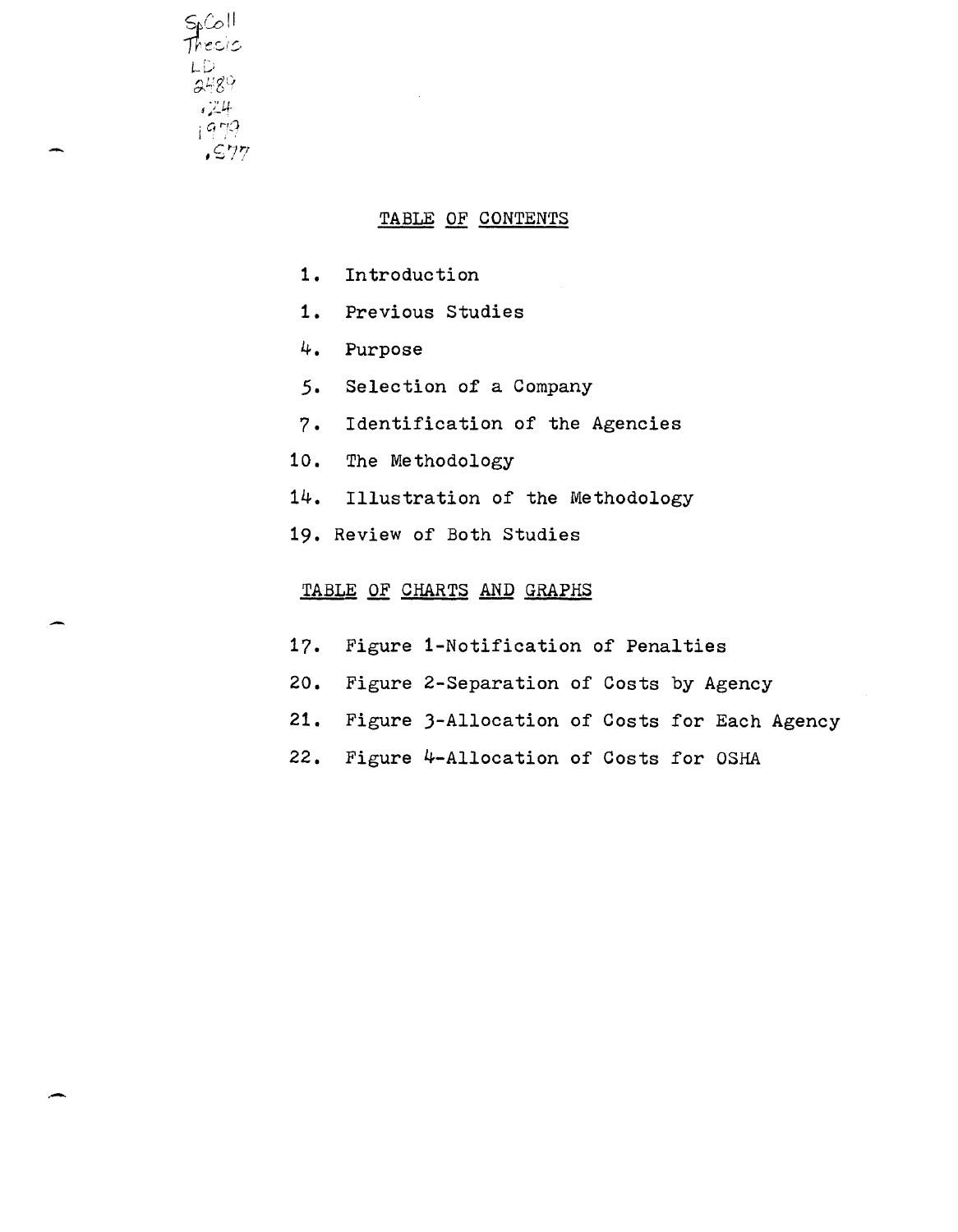SpColl Thesis LD 2489 .Z4 1979 .S77

## TABLE OF CONTENTS

1. Introduction
1. Previous Studies
4. Purpose
5. Selection of a Company
7. Identification of the Agencies
10. The Methodology
14. Illustration of the Methodology
19. Review of Both Studies

## TABLE OF CHARTS AND GRAPHS

17. Figure 1-Notification of Penalties
20. Figure 2-Separation of Costs by Agency
21. Figure 3-Allocation of Costs for Each Agency
22. Figure 4-Allocation of Costs for OSHA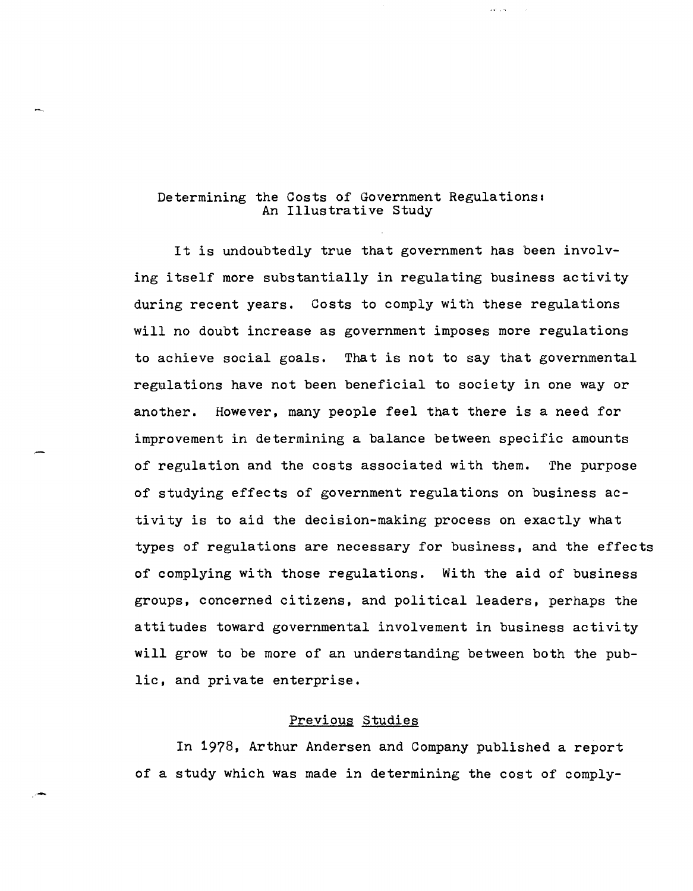# Determining the Costs of Government Regulations: An Illustrative Study

It is undoubtedly true that government has been involving itself more substantially in regulating business activity during recent years. Costs to comply with these regulations will no doubt increase as government imposes more regulations to achieve social goals. That is not to say that governmental regulations have not been beneficial to society in one way or another. However, many people feel that there is a need for improvement in determining a balance between specific amounts of regulation and the costs associated with them. The purpose of studying effects of government regulations on business activity is to aid the decision-making process on exactly what types of regulations are necessary for business, and the effects of complying with those regulations. With the aid of business groups, concerned citizens, and political leaders, perhaps the attitudes toward governmental involvement in business activity will grow to be more of an understanding between both the public, and private enterprise.

## Previous Studies

In 1978, Arthur Andersen and Company published a report of a study which was made in determining the cost of comply-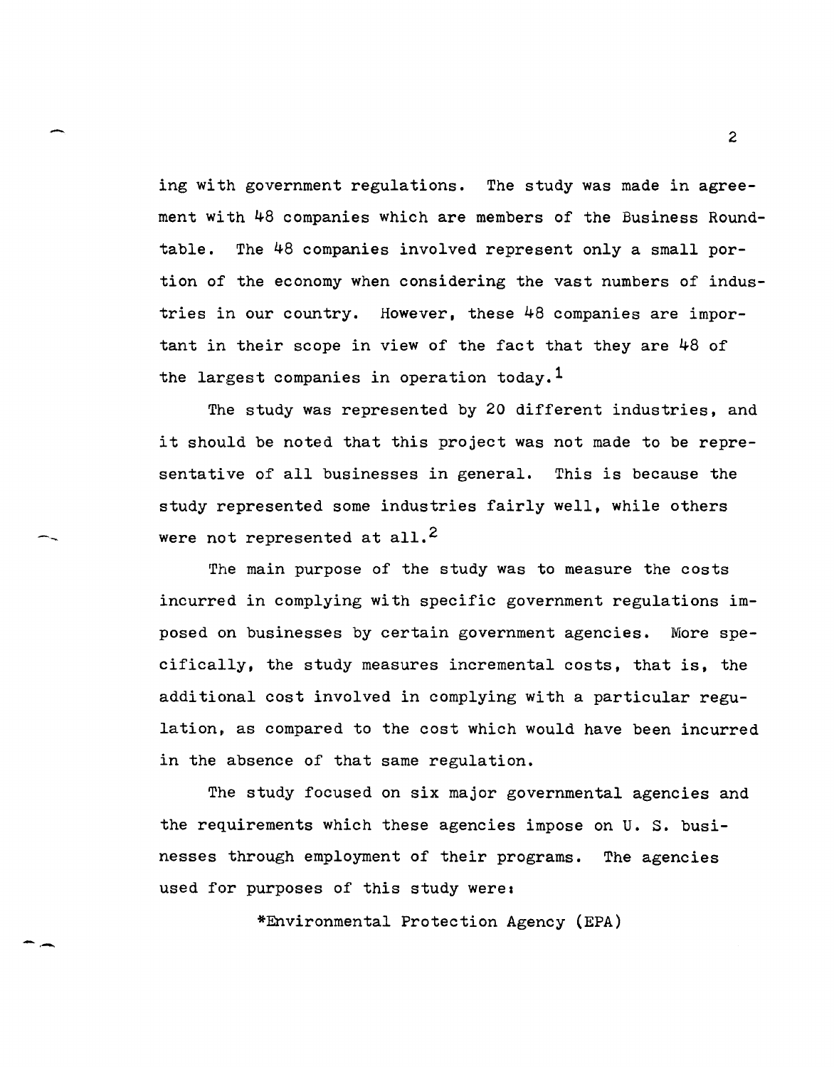ing with government regulations. The study was made in agreement with 48 companies which are members of the Business Roundtable. The 48 companies involved represent only a small portion of the economy when considering the vast numbers of industries in our country. However, these 48 companies are important in their scope in view of the fact that they are 48 of the largest companies in operation today.[1]

The study was represented by 20 different industries, and it should be noted that this project was not made to be representative of all businesses in general. This is because the study represented some industries fairly well, while others were not represented at all.[2]

The main purpose of the study was to measure the costs incurred in complying with specific government regulations imposed on businesses by certain government agencies. More specifically, the study measures incremental costs, that is, the additional cost involved in complying with a particular regulation, as compared to the cost which would have been incurred in the absence of that same regulation.

The study focused on six major governmental agencies and the requirements which these agencies impose on U. S. businesses through employment of their programs. The agencies used for purposes of this study were:

*Environmental Protection Agency (EPA)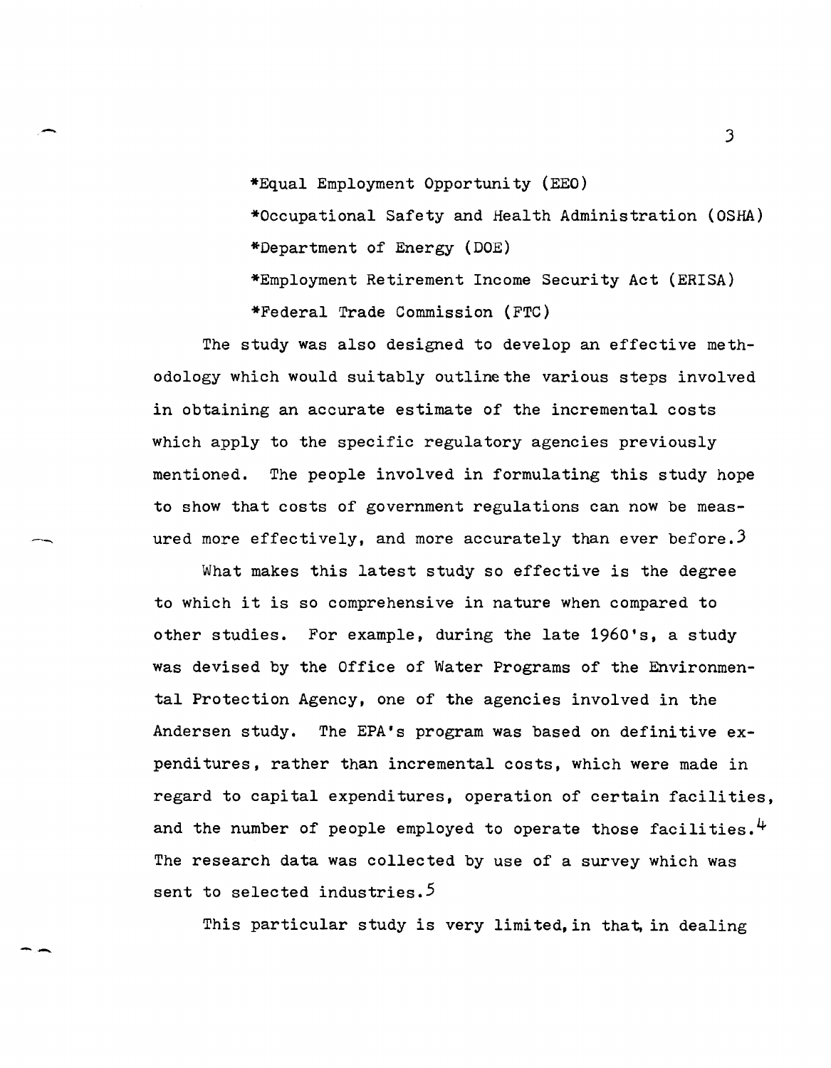*Equal Employment Opportunity (EEO)

*Occupational Safety and Health Administration (OSHA)

*Department of Energy (DOE)

*Employment Retirement Income Security Act (ERISA)

*Federal Trade Commission (FTC)

The study was also designed to develop an effective methodology which would suitably outline the various steps involved in obtaining an accurate estimate of the incremental costs which apply to the specific regulatory agencies previously mentioned. The people involved in formulating this study hope to show that costs of government regulations can now be measured more effectively, and more accurately than ever before.[3]

What makes this latest study so effective is the degree to which it is so comprehensive in nature when compared to other studies. For example, during the late 1960's, a study was devised by the Office of Water Programs of the Environmental Protection Agency, one of the agencies involved in the Andersen study. The EPA's program was based on definitive expenditures, rather than incremental costs, which were made in regard to capital expenditures, operation of certain facilities, and the number of people employed to operate those facilities.[4] The research data was collected by use of a survey which was sent to selected industries.[5]

This particular study is very limited, in that, in dealing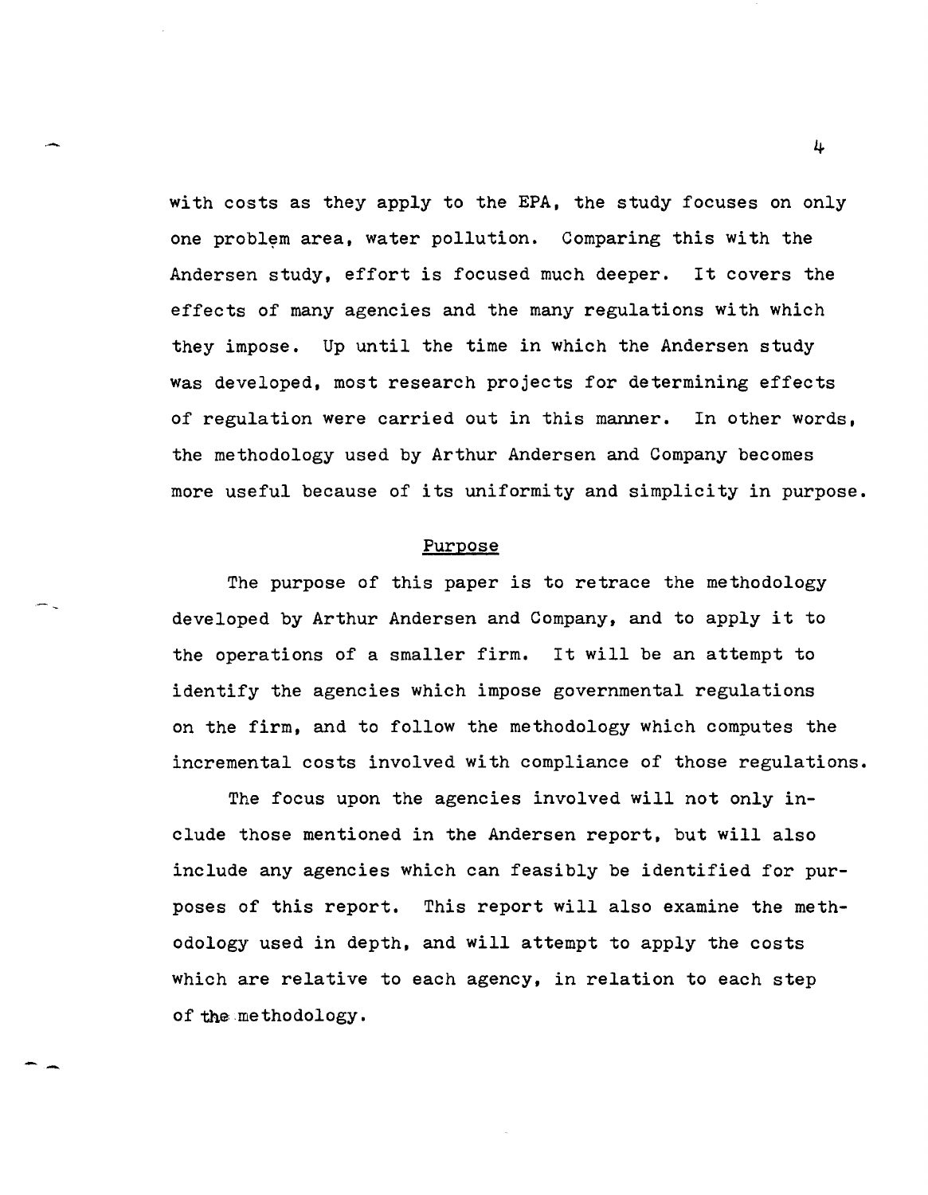with costs as they apply to the EPA, the study focuses on only one problem area, water pollution. Comparing this with the Andersen study, effort is focused much deeper. It covers the effects of many agencies and the many regulations with which they impose. Up until the time in which the Andersen study was developed, most research projects for determining effects of regulation were carried out in this manner. In other words, the methodology used by Arthur Andersen and Company becomes more useful because of its uniformity and simplicity in purpose.

## Purpose

The purpose of this paper is to retrace the methodology developed by Arthur Andersen and Company, and to apply it to the operations of a smaller firm. It will be an attempt to identify the agencies which impose governmental regulations on the firm, and to follow the methodology which computes the incremental costs involved with compliance of those regulations.

The focus upon the agencies involved will not only include those mentioned in the Andersen report, but will also include any agencies which can feasibly be identified for purposes of this report. This report will also examine the methodology used in depth, and will attempt to apply the costs which are relative to each agency, in relation to each step of the methodology.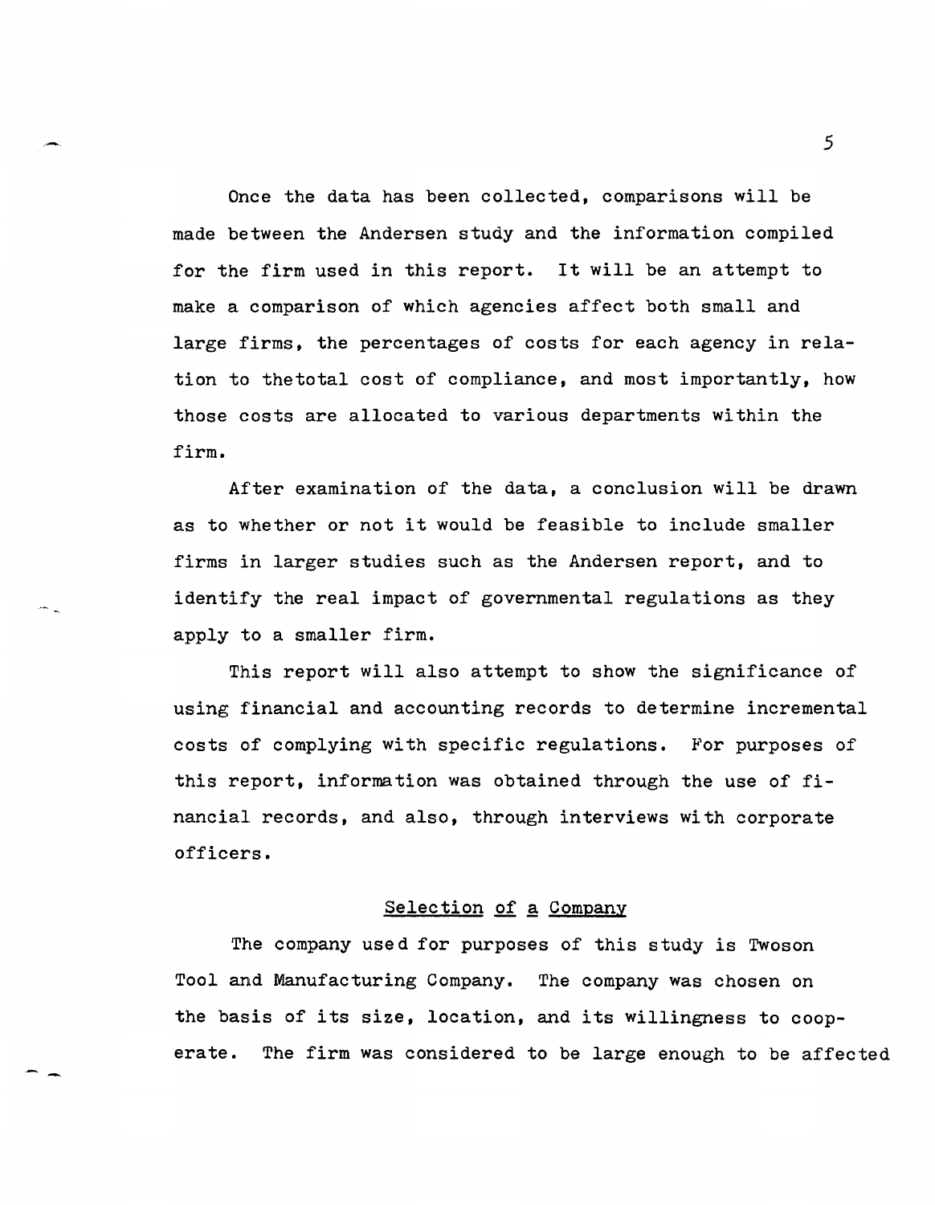Once the data has been collected, comparisons will be made between the Andersen study and the information compiled for the firm used in this report. It will be an attempt to make a comparison of which agencies affect both small and large firms, the percentages of costs for each agency in relation to thetotal cost of compliance, and most importantly, how those costs are allocated to various departments within the firm.

After examination of the data, a conclusion will be drawn as to whether or not it would be feasible to include smaller firms in larger studies such as the Andersen report, and to identify the real impact of governmental regulations as they apply to a smaller firm.

This report will also attempt to show the significance of using financial and accounting records to determine incremental costs of complying with specific regulations. For purposes of this report, information was obtained through the use of financial records, and also, through interviews with corporate officers.

## Selection of a Company

The company used for purposes of this study is Twoson Tool and Manufacturing Company. The company was chosen on the basis of its size, location, and its willingness to cooperate. The firm was considered to be large enough to be affected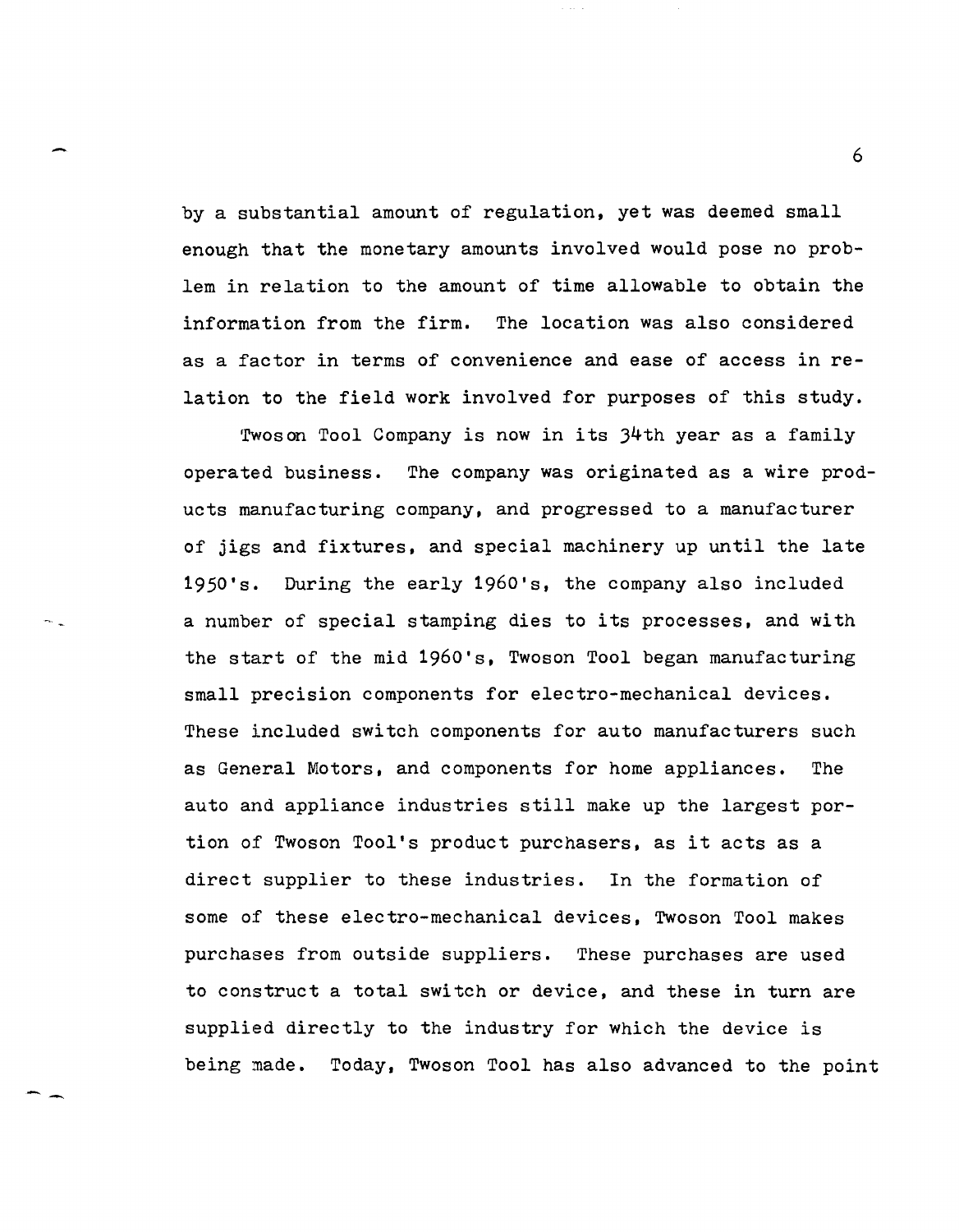by a substantial amount of regulation, yet was deemed small enough that the monetary amounts involved would pose no problem in relation to the amount of time allowable to obtain the information from the firm. The location was also considered as a factor in terms of convenience and ease of access in relation to the field work involved for purposes of this study.

Twoson Tool Company is now in its 34th year as a family operated business. The company was originated as a wire products manufacturing company, and progressed to a manufacturer of jigs and fixtures, and special machinery up until the late 1950's. During the early 1960's, the company also included a number of special stamping dies to its processes, and with the start of the mid 1960's, Twoson Tool began manufacturing small precision components for electro-mechanical devices. These included switch components for auto manufacturers such as General Motors, and components for home appliances. The auto and appliance industries still make up the largest portion of Twoson Tool's product purchasers, as it acts as a direct supplier to these industries. In the formation of some of these electro-mechanical devices, Twoson Tool makes purchases from outside suppliers. These purchases are used to construct a total switch or device, and these in turn are supplied directly to the industry for which the device is being made. Today, Twoson Tool has also advanced to the point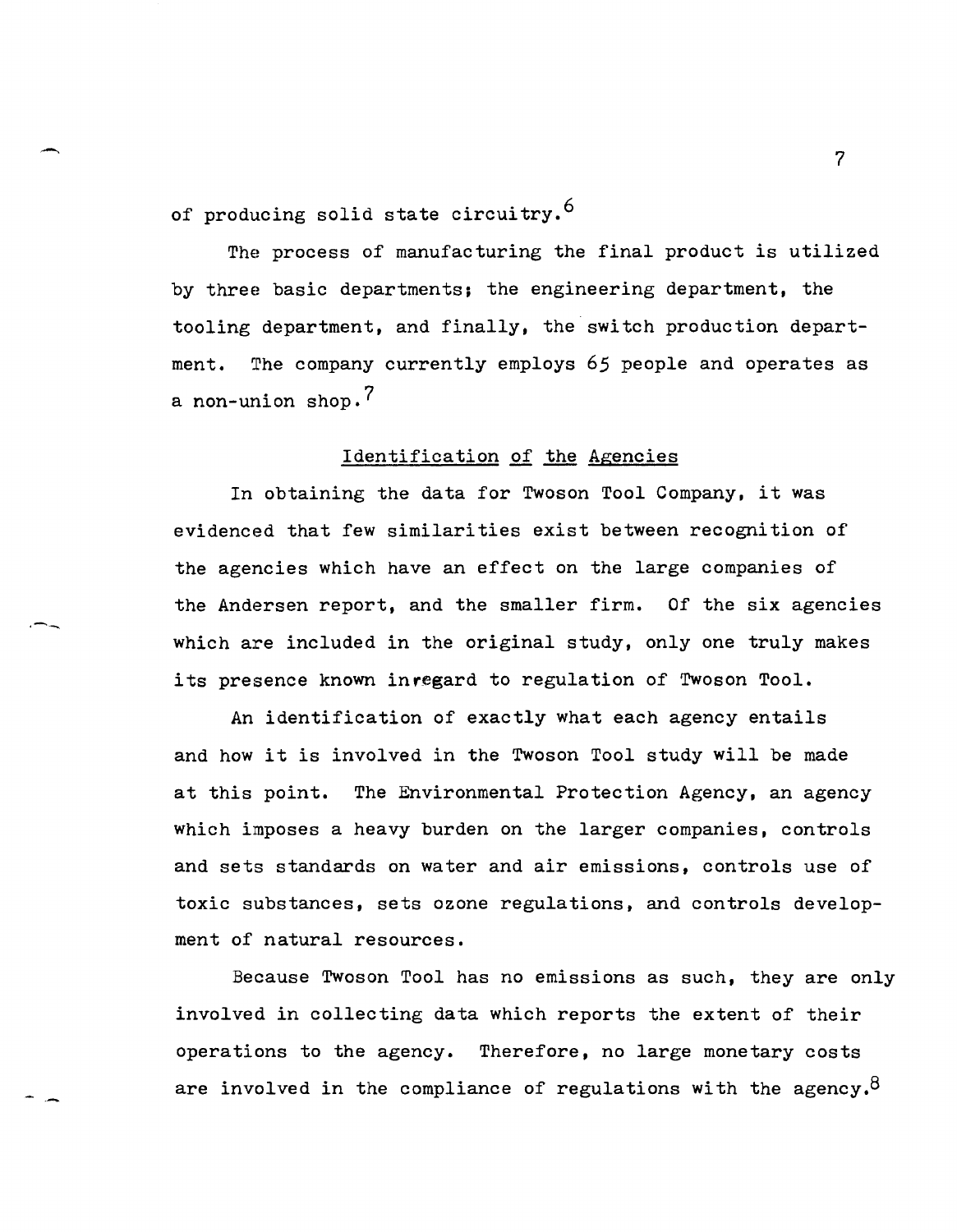of producing solid state circuitry.[6]

The process of manufacturing the final product is utilized by three basic departments; the engineering department, the tooling department, and finally, the switch production department. The company currently employs 65 people and operates as a non-union shop.[7]

## Identification of the Agencies

In obtaining the data for Twoson Tool Company, it was evidenced that few similarities exist between recognition of the agencies which have an effect on the large companies of the Andersen report, and the smaller firm. Of the six agencies which are included in the original study, only one truly makes its presence known inregard to regulation of Twoson Tool.

An identification of exactly what each agency entails and how it is involved in the Twoson Tool study will be made at this point. The Environmental Protection Agency, an agency which imposes a heavy burden on the larger companies, controls and sets standards on water and air emissions, controls use of toxic substances, sets ozone regulations, and controls development of natural resources.

Because Twoson Tool has no emissions as such, they are only involved in collecting data which reports the extent of their operations to the agency. Therefore, no large monetary costs are involved in the compliance of regulations with the agency.[8]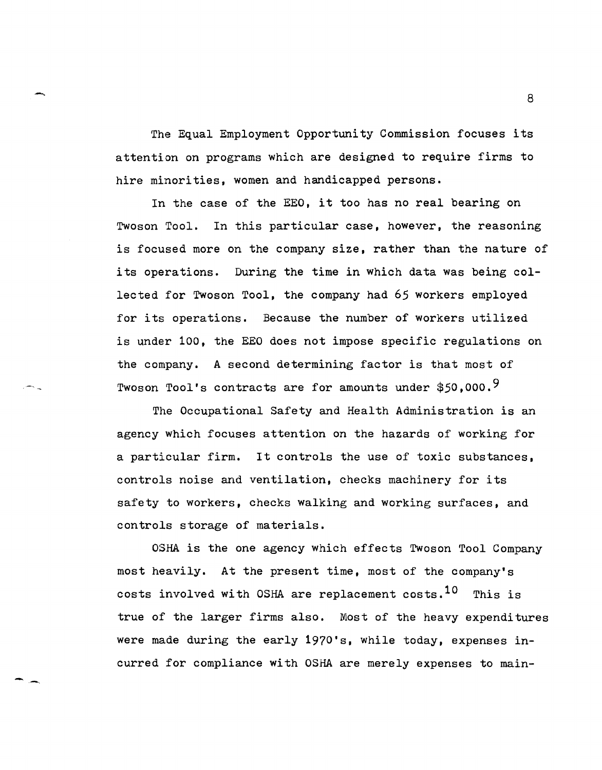The Equal Employment Opportunity Commission focuses its attention on programs which are designed to require firms to hire minorities, women and handicapped persons.

In the case of the EEO, it too has no real bearing on Twoson Tool. In this particular case, however, the reasoning is focused more on the company size, rather than the nature of its operations. During the time in which data was being collected for Twoson Tool, the company had 65 workers employed for its operations. Because the number of workers utilized is under 100, the EEO does not impose specific regulations on the company. A second determining factor is that most of Twoson Tool's contracts are for amounts under $50,000.[9]

The Occupational Safety and Health Administration is an agency which focuses attention on the hazards of working for a particular firm. It controls the use of toxic substances, controls noise and ventilation, checks machinery for its safety to workers, checks walking and working surfaces, and controls storage of materials.

OSHA is the one agency which effects Twoson Tool Company most heavily. At the present time, most of the company's costs involved with OSHA are replacement costs.[10] This is true of the larger firms also. Most of the heavy expenditures were made during the early 1970's, while today, expenses incurred for compliance with OSHA are merely expenses to main-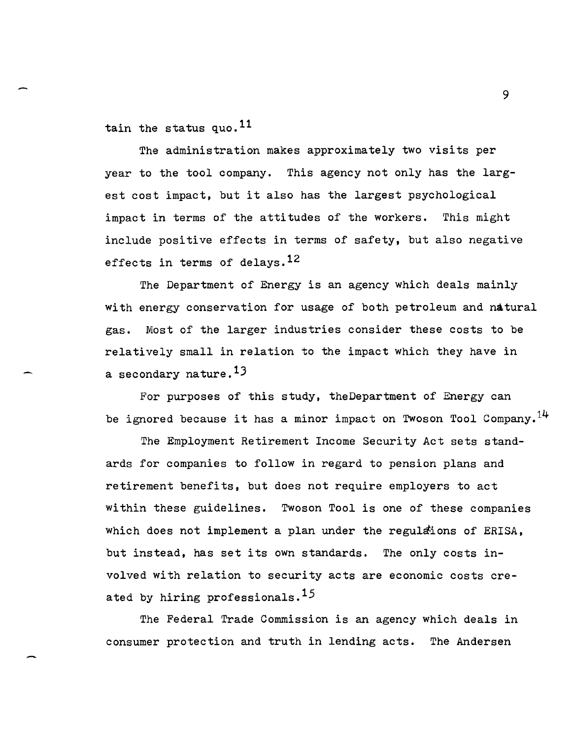tain the status quo.[11]

The administration makes approximately two visits per year to the tool company. This agency not only has the largest cost impact, but it also has the largest psychological impact in terms of the attitudes of the workers. This might include positive effects in terms of safety, but also negative effects in terms of delays.[12]

The Department of Energy is an agency which deals mainly with energy conservation for usage of both petroleum and natural gas. Most of the larger industries consider these costs to be relatively small in relation to the impact which they have in a secondary nature.[13]

For purposes of this study, theDepartment of Energy can be ignored because it has a minor impact on Twoson Tool Company.[14]

The Employment Retirement Income Security Act sets standards for companies to follow in regard to pension plans and retirement benefits, but does not require employers to act within these guidelines. Twoson Tool is one of these companies which does not implement a plan under the regulations of ERISA, but instead, has set its own standards. The only costs involved with relation to security acts are economic costs created by hiring professionals.[15]

The Federal Trade Commission is an agency which deals in consumer protection and truth in lending acts. The Andersen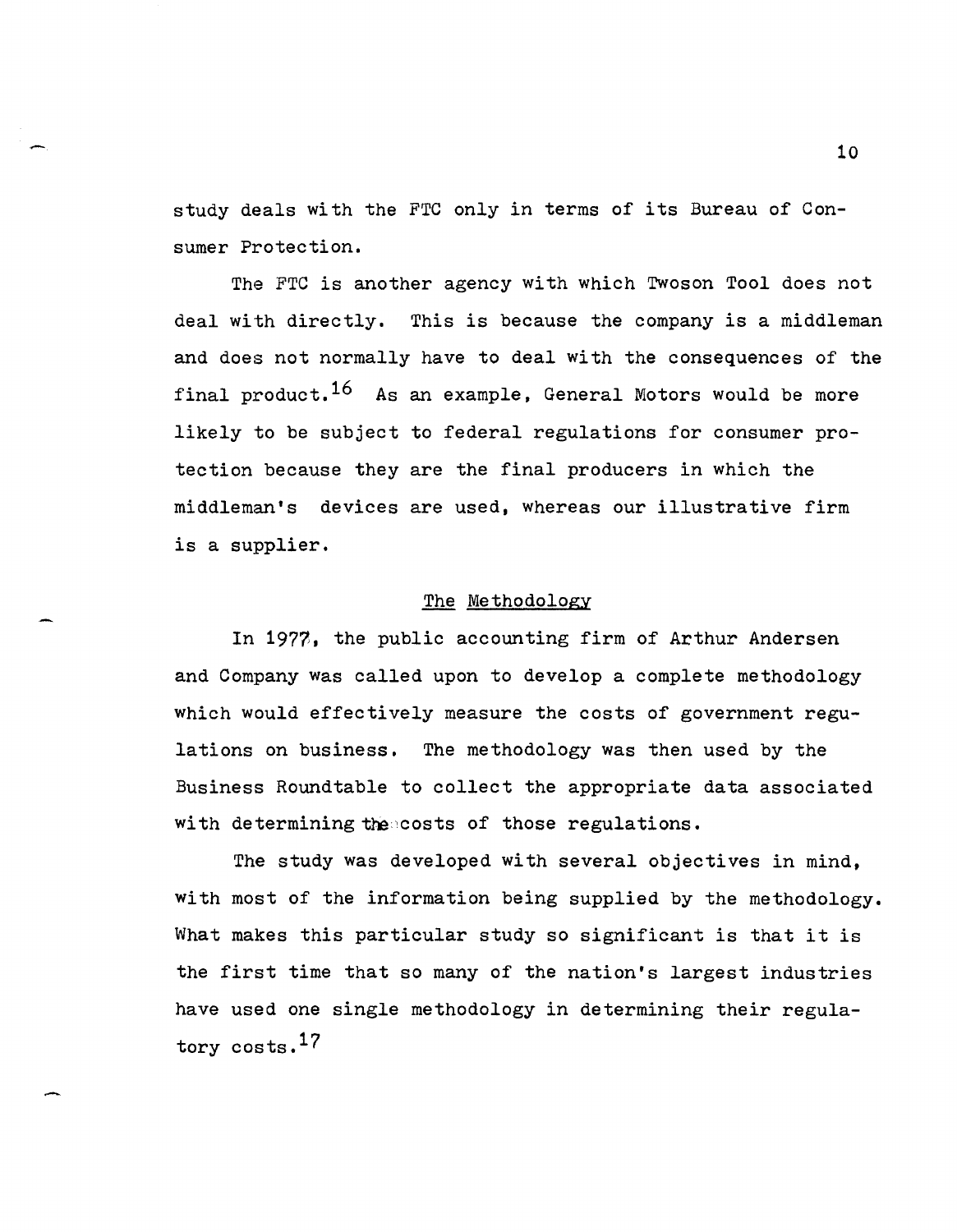study deals with the FTC only in terms of its Bureau of Consumer Protection.

The FTC is another agency with which Twoson Tool does not deal with directly. This is because the company is a middleman and does not normally have to deal with the consequences of the final product.[16] As an example, General Motors would be more likely to be subject to federal regulations for consumer protection because they are the final producers in which the middleman's devices are used, whereas our illustrative firm is a supplier.

## The Methodology

In 1977, the public accounting firm of Arthur Andersen and Company was called upon to develop a complete methodology which would effectively measure the costs of government regulations on business. The methodology was then used by the Business Roundtable to collect the appropriate data associated with determining the costs of those regulations.

The study was developed with several objectives in mind, with most of the information being supplied by the methodology. What makes this particular study so significant is that it is the first time that so many of the nation's largest industries have used one single methodology in determining their regulatory costs.[17]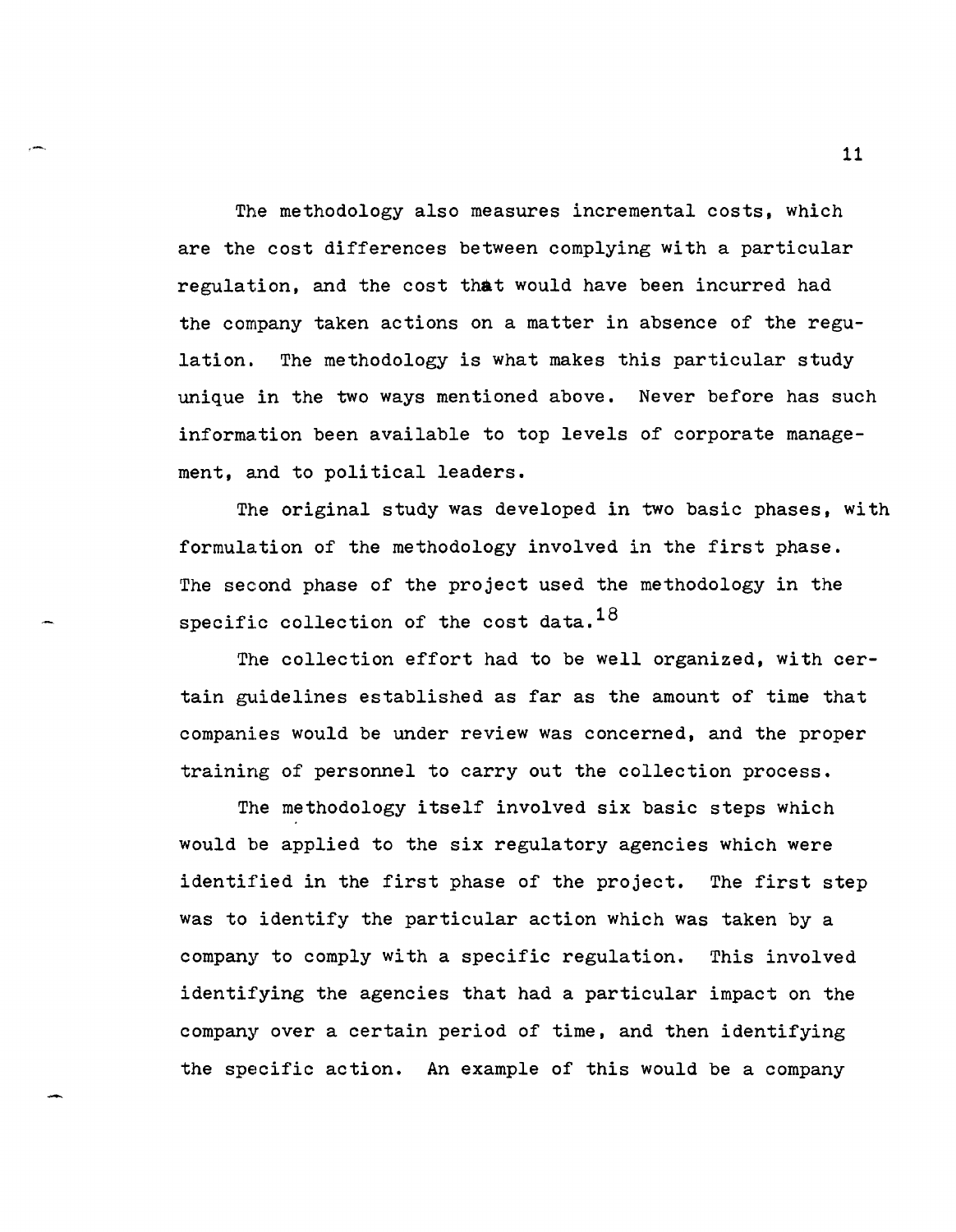The methodology also measures incremental costs, which are the cost differences between complying with a particular regulation, and the cost that would have been incurred had the company taken actions on a matter in absence of the regulation. The methodology is what makes this particular study unique in the two ways mentioned above. Never before has such information been available to top levels of corporate management, and to political leaders.

The original study was developed in two basic phases, with formulation of the methodology involved in the first phase. The second phase of the project used the methodology in the specific collection of the cost data.[18]

The collection effort had to be well organized, with certain guidelines established as far as the amount of time that companies would be under review was concerned, and the proper training of personnel to carry out the collection process.

The methodology itself involved six basic steps which would be applied to the six regulatory agencies which were identified in the first phase of the project. The first step was to identify the particular action which was taken by a company to comply with a specific regulation. This involved identifying the agencies that had a particular impact on the company over a certain period of time, and then identifying the specific action. An example of this would be a company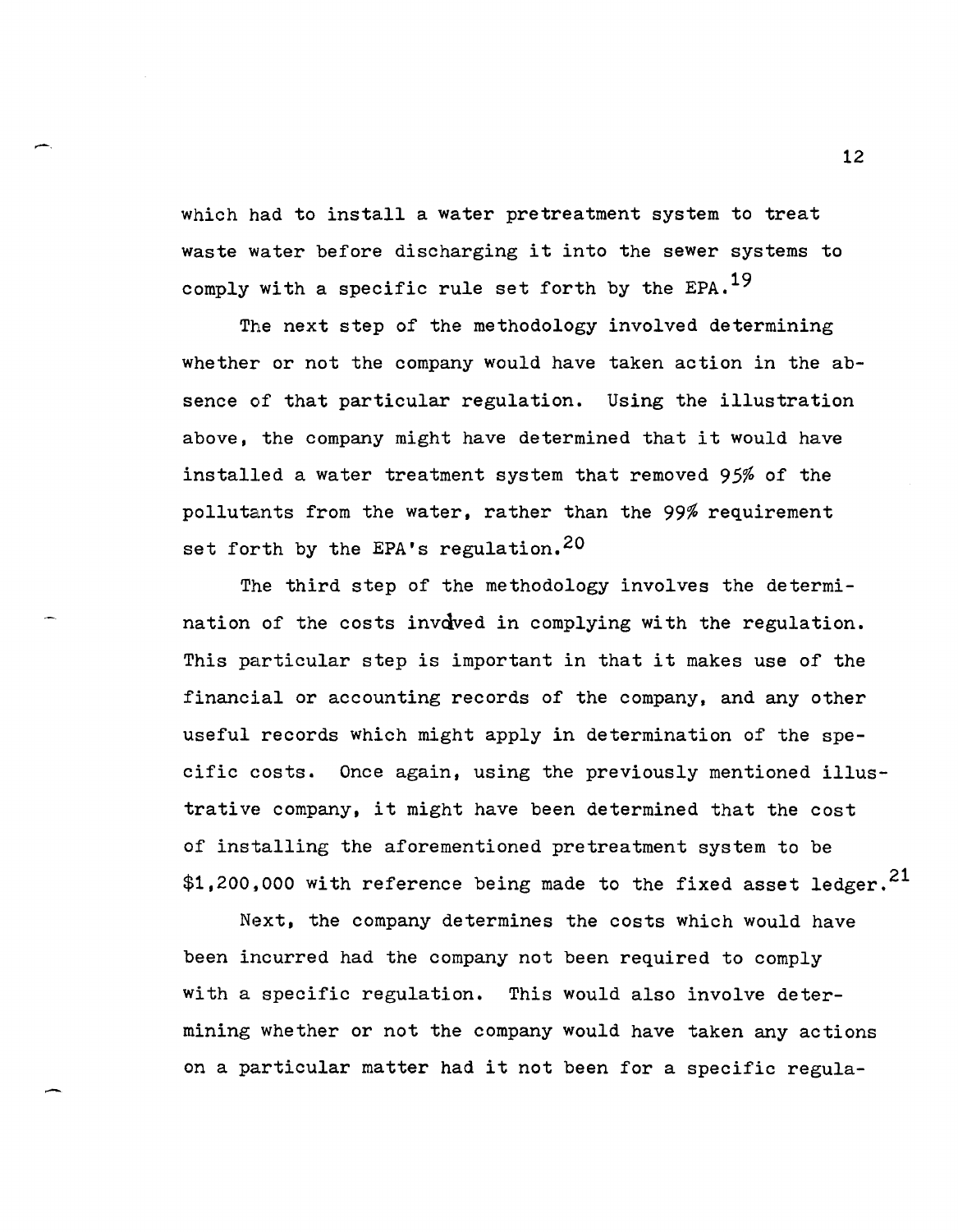which had to install a water pretreatment system to treat waste water before discharging it into the sewer systems to comply with a specific rule set forth by the EPA.[19]

The next step of the methodology involved determining whether or not the company would have taken action in the absence of that particular regulation. Using the illustration above, the company might have determined that it would have installed a water treatment system that removed 95% of the pollutants from the water, rather than the 99% requirement set forth by the EPA's regulation.[20]

The third step of the methodology involves the determination of the costs involved in complying with the regulation. This particular step is important in that it makes use of the financial or accounting records of the company, and any other useful records which might apply in determination of the specific costs. Once again, using the previously mentioned illustrative company, it might have been determined that the cost of installing the aforementioned pretreatment system to be $1,200,000 with reference being made to the fixed asset ledger.[21]

Next, the company determines the costs which would have been incurred had the company not been required to comply with a specific regulation. This would also involve determining whether or not the company would have taken any actions on a particular matter had it not been for a specific regula-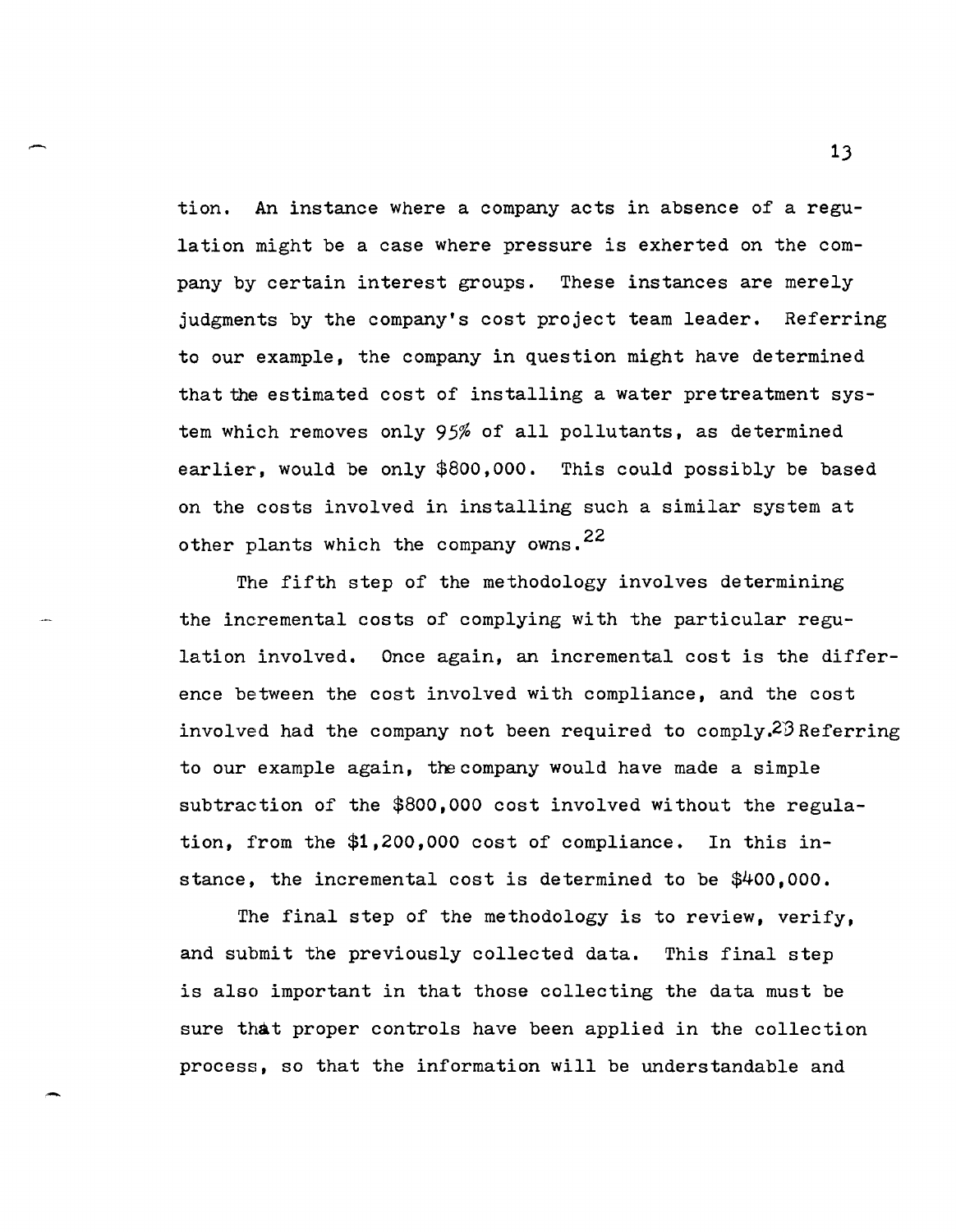tion. An instance where a company acts in absence of a regulation might be a case where pressure is exherted on the company by certain interest groups. These instances are merely judgments by the company's cost project team leader. Referring to our example, the company in question might have determined that the estimated cost of installing a water pretreatment system which removes only 95% of all pollutants, as determined earlier, would be only $800,000. This could possibly be based on the costs involved in installing such a similar system at other plants which the company owns.[22]

The fifth step of the methodology involves determining the incremental costs of complying with the particular regulation involved. Once again, an incremental cost is the difference between the cost involved with compliance, and the cost involved had the company not been required to comply.[23] Referring to our example again, the company would have made a simple subtraction of the $800,000 cost involved without the regulation, from the $1,200,000 cost of compliance. In this instance, the incremental cost is determined to be $400,000.

The final step of the methodology is to review, verify, and submit the previously collected data. This final step is also important in that those collecting the data must be sure that proper controls have been applied in the collection process, so that the information will be understandable and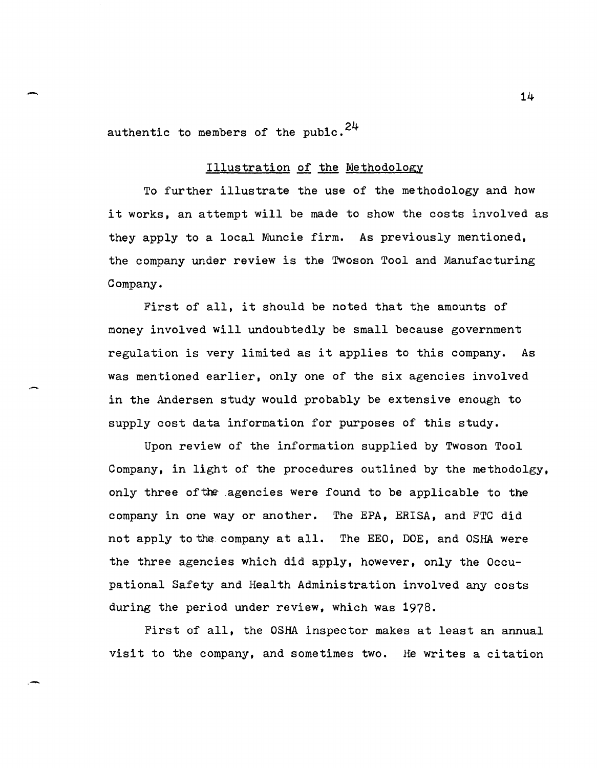authentic to members of the pubic.[24]

## Illustration of the Methodology

To further illustrate the use of the methodology and how it works, an attempt will be made to show the costs involved as they apply to a local Muncie firm. As previously mentioned, the company under review is the Twoson Tool and Manufacturing Company.

First of all, it should be noted that the amounts of money involved will undoubtedly be small because government regulation is very limited as it applies to this company. As was mentioned earlier, only one of the six agencies involved in the Andersen study would probably be extensive enough to supply cost data information for purposes of this study.

Upon review of the information supplied by Twoson Tool Company, in light of the procedures outlined by the methodolgy, only three of the agencies were found to be applicable to the company in one way or another. The EPA, ERISA, and FTC did not apply to the company at all. The EEO, DOE, and OSHA were the three agencies which did apply, however, only the Occupational Safety and Health Administration involved any costs during the period under review, which was 1978.

First of all, the OSHA inspector makes at least an annual visit to the company, and sometimes two. He writes a citation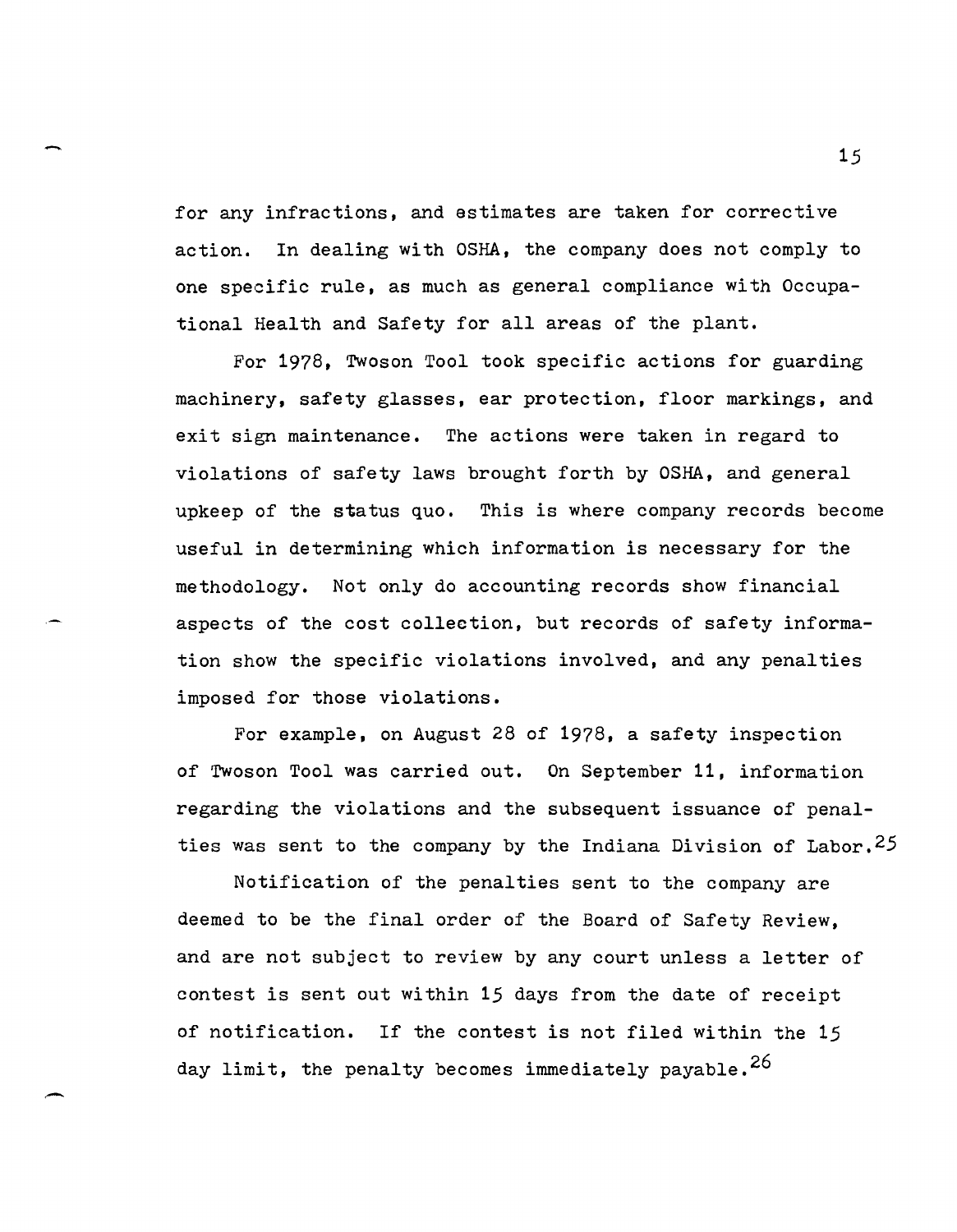for any infractions, and estimates are taken for corrective action. In dealing with OSHA, the company does not comply to one specific rule, as much as general compliance with Occupational Health and Safety for all areas of the plant.

For 1978, Twoson Tool took specific actions for guarding machinery, safety glasses, ear protection, floor markings, and exit sign maintenance. The actions were taken in regard to violations of safety laws brought forth by OSHA, and general upkeep of the status quo. This is where company records become useful in determining which information is necessary for the methodology. Not only do accounting records show financial aspects of the cost collection, but records of safety information show the specific violations involved, and any penalties imposed for those violations.

For example, on August 28 of 1978, a safety inspection of Twoson Tool was carried out. On September 11, information regarding the violations and the subsequent issuance of penalties was sent to the company by the Indiana Division of Labor.[25]

Notification of the penalties sent to the company are deemed to be the final order of the Board of Safety Review, and are not subject to review by any court unless a letter of contest is sent out within 15 days from the date of receipt of notification. If the contest is not filed within the 15 day limit, the penalty becomes immediately payable.[26]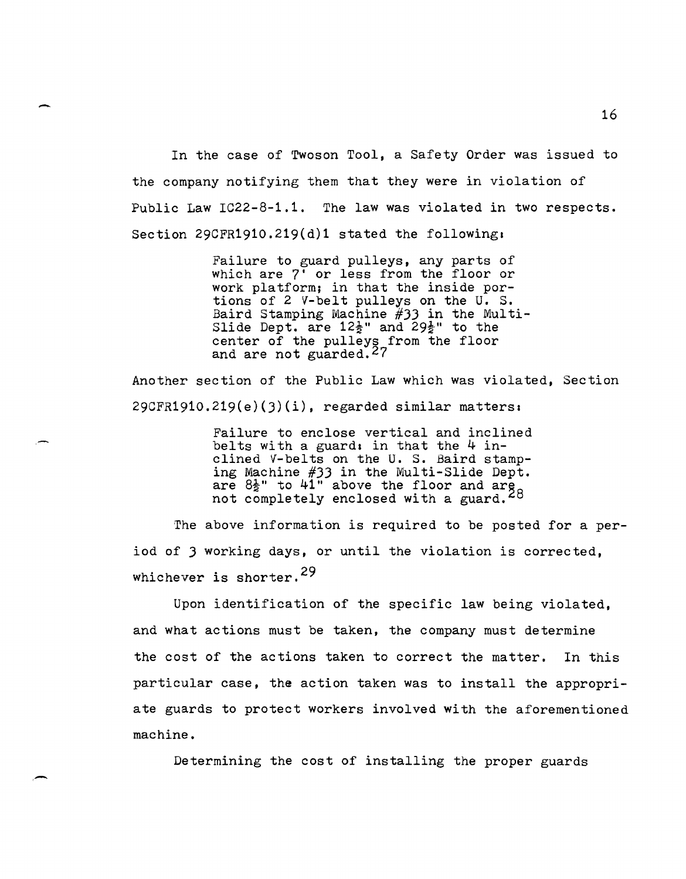In the case of Twoson Tool, a Safety Order was issued to the company notifying them that they were in violation of Public Law IC22-8-1.1. The law was violated in two respects. Section 29CFR1910.219(d)1 stated the following:

> Failure to guard pulleys, any parts of which are 7' or less from the floor or work platform; in that the inside portions of 2 V-belt pulleys on the U. S. Baird Stamping Machine #33 in the Multi-Slide Dept. are 12½" and 29½" to the center of the pulleys from the floor and are not guarded.[27]

Another section of the Public Law which was violated, Section 29CFR1910.219(e)(3)(i), regarded similar matters:

> Failure to enclose vertical and inclined belts with a guard: in that the 4 inclined V-belts on the U. S. Baird stamping Machine #33 in the Multi-Slide Dept. are 8½" to 41" above the floor and are not completely enclosed with a guard.[28]

The above information is required to be posted for a period of 3 working days, or until the violation is corrected, whichever is shorter.[29]

Upon identification of the specific law being violated, and what actions must be taken, the company must determine the cost of the actions taken to correct the matter. In this particular case, the action taken was to install the appropriate guards to protect workers involved with the aforementioned machine.

Determining the cost of installing the proper guards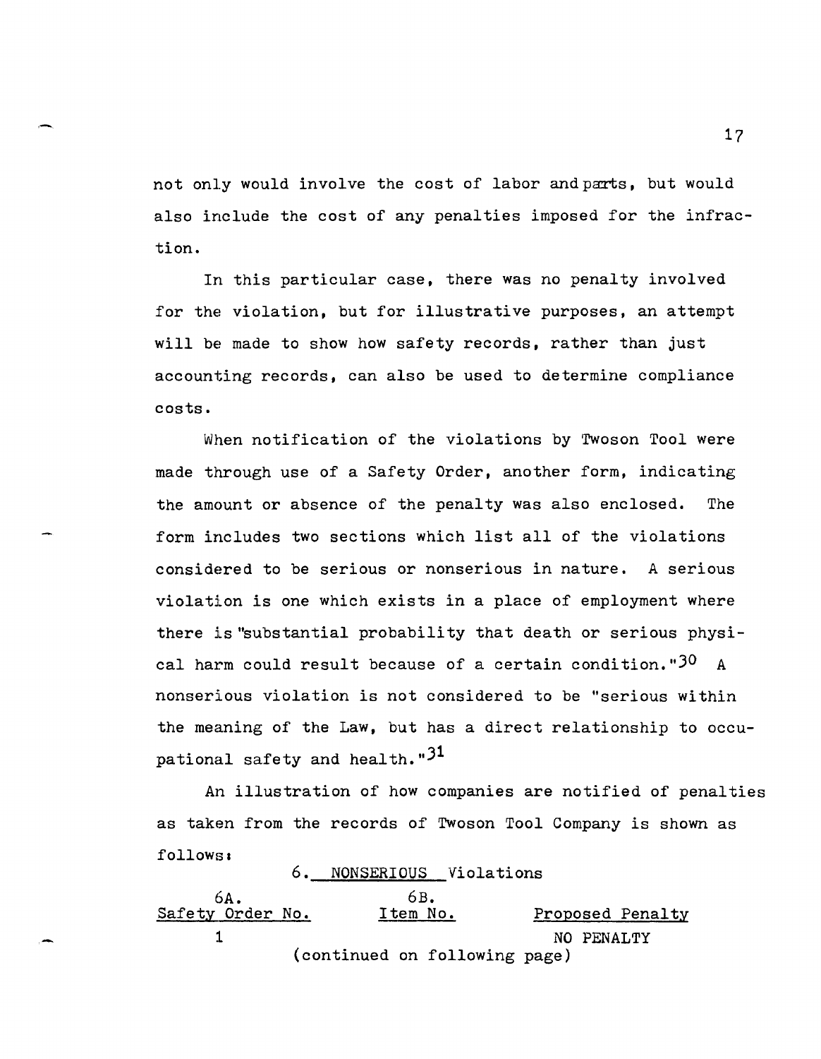not only would involve the cost of labor and parts, but would also include the cost of any penalties imposed for the infraction.

In this particular case, there was no penalty involved for the violation, but for illustrative purposes, an attempt will be made to show how safety records, rather than just accounting records, can also be used to determine compliance costs.

When notification of the violations by Twoson Tool were made through use of a Safety Order, another form, indicating the amount or absence of the penalty was also enclosed. The form includes two sections which list all of the violations considered to be serious or nonserious in nature. A serious violation is one which exists in a place of employment where there is "substantial probability that death or serious physical harm could result because of a certain condition."[30] A nonserious violation is not considered to be "serious within the meaning of the Law, but has a direct relationship to occupational safety and health."[31]

An illustration of how companies are notified of penalties as taken from the records of Twoson Tool Company is shown as follows:

6. NONSERIOUS Violations

| 6A. Safety Order No. | 6B. Item No. | Proposed Penalty |
|---|---|---|
| 1 | | NO PENALTY |

(continued on following page)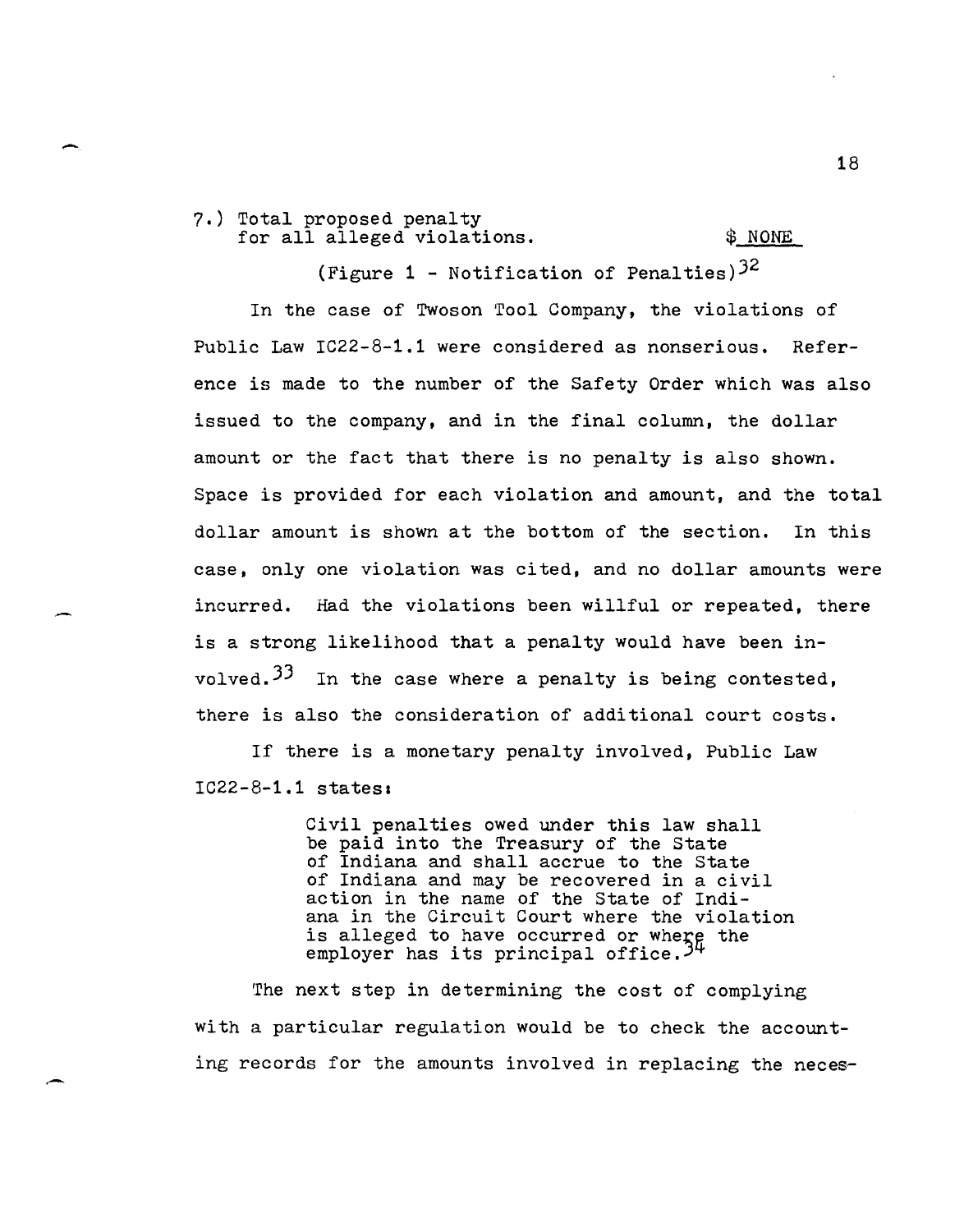7.) Total proposed penalty
for all alleged violations. $ NONE

(Figure 1 - Notification of Penalties)[32]

In the case of Twoson Tool Company, the violations of Public Law IC22-8-1.1 were considered as nonserious. Reference is made to the number of the Safety Order which was also issued to the company, and in the final column, the dollar amount or the fact that there is no penalty is also shown. Space is provided for each violation and amount, and the total dollar amount is shown at the bottom of the section. In this case, only one violation was cited, and no dollar amounts were incurred. Had the violations been willful or repeated, there is a strong likelihood that a penalty would have been involved.[33] In the case where a penalty is being contested, there is also the consideration of additional court costs.

If there is a monetary penalty involved, Public Law IC22-8-1.1 states:

> Civil penalties owed under this law shall be paid into the Treasury of the State of Indiana and shall accrue to the State of Indiana and may be recovered in a civil action in the name of the State of Indiana in the Circuit Court where the violation is alleged to have occurred or where the employer has its principal office.[34]

The next step in determining the cost of complying with a particular regulation would be to check the accounting records for the amounts involved in replacing the neces-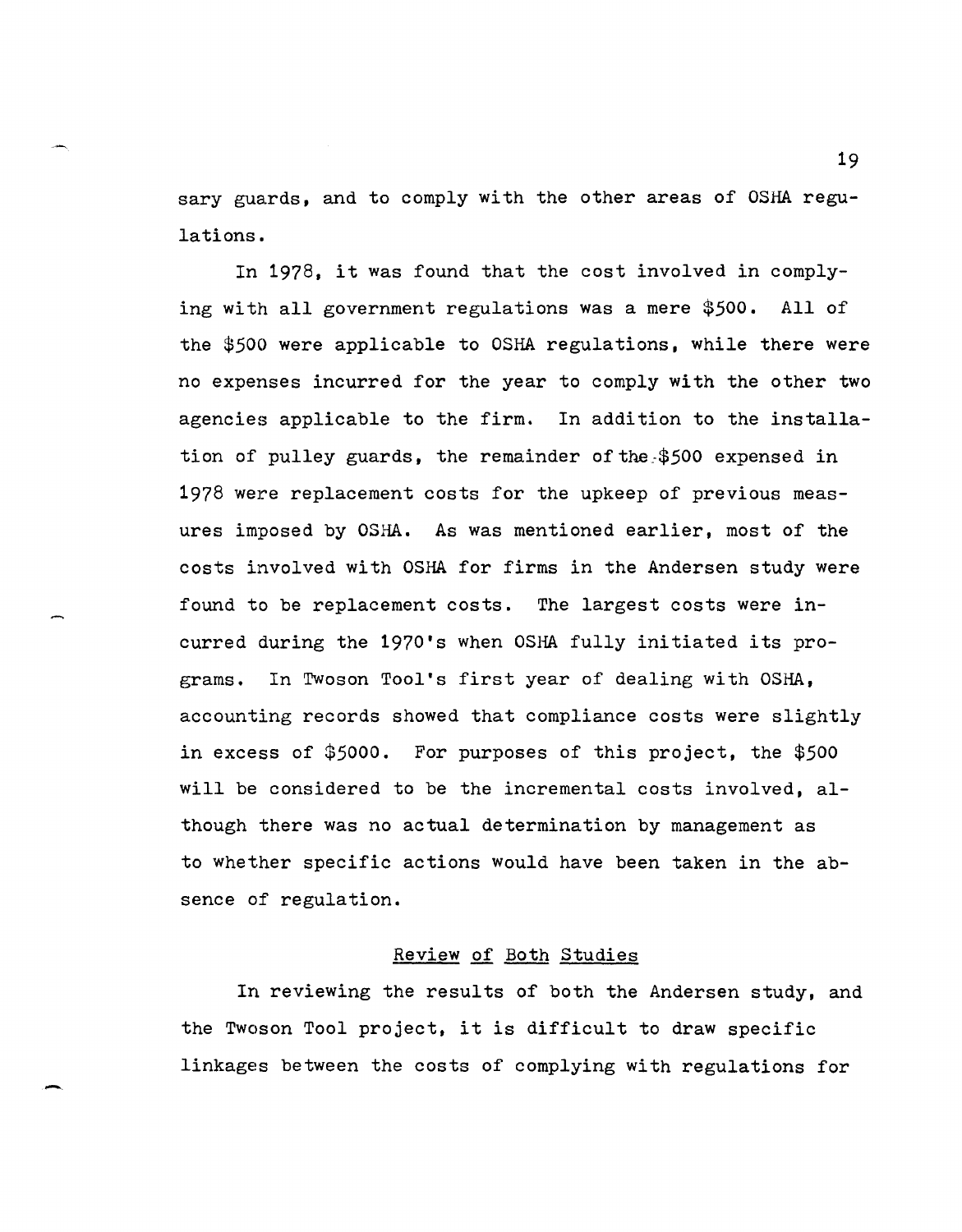sary guards, and to comply with the other areas of OSHA regulations.

In 1978, it was found that the cost involved in complying with all government regulations was a mere $500. All of the $500 were applicable to OSHA regulations, while there were no expenses incurred for the year to comply with the other two agencies applicable to the firm. In addition to the installation of pulley guards, the remainder of the $500 expensed in 1978 were replacement costs for the upkeep of previous measures imposed by OSHA. As was mentioned earlier, most of the costs involved with OSHA for firms in the Andersen study were found to be replacement costs. The largest costs were incurred during the 1970's when OSHA fully initiated its programs. In Twoson Tool's first year of dealing with OSHA, accounting records showed that compliance costs were slightly in excess of $5000. For purposes of this project, the $500 will be considered to be the incremental costs involved, although there was no actual determination by management as to whether specific actions would have been taken in the absence of regulation.

## Review of Both Studies

In reviewing the results of both the Andersen study, and the Twoson Tool project, it is difficult to draw specific linkages between the costs of complying with regulations for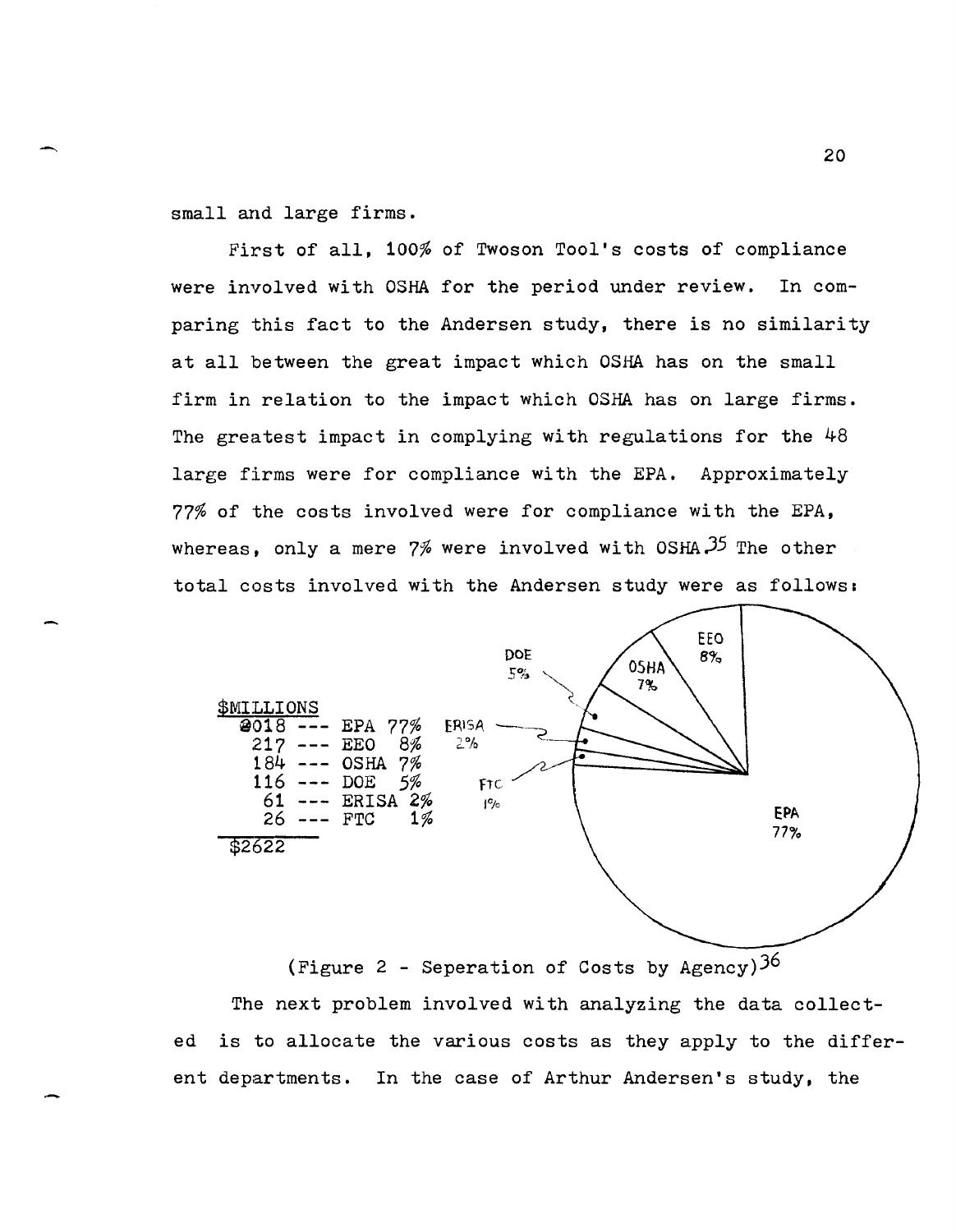small and large firms.

First of all, 100% of Twoson Tool's costs of compliance were involved with OSHA for the period under review. In comparing this fact to the Andersen study, there is no similarity at all between the great impact which OSHA has on the small firm in relation to the impact which OSHA has on large firms. The greatest impact in complying with regulations for the 48 large firms were for compliance with the EPA. Approximately 77% of the costs involved were for compliance with the EPA, whereas, only a mere 7% were involved with OSHA.[35] The other total costs involved with the Andersen study were as follows:

| $MILLIONS | | |
|---|---|---|
| 2018 | EPA | 77% |
| 217 | EEO | 8% |
| 184 | OSHA | 7% |
| 116 | DOE | 5% |
| 61 | ERISA | 2% |
| 26 | FTC | 1% |
| $2622 | | |

(Figure 2 - Seperation of Costs by Agency)[36]

The next problem involved with analyzing the data collected is to allocate the various costs as they apply to the different departments. In the case of Arthur Andersen's study, the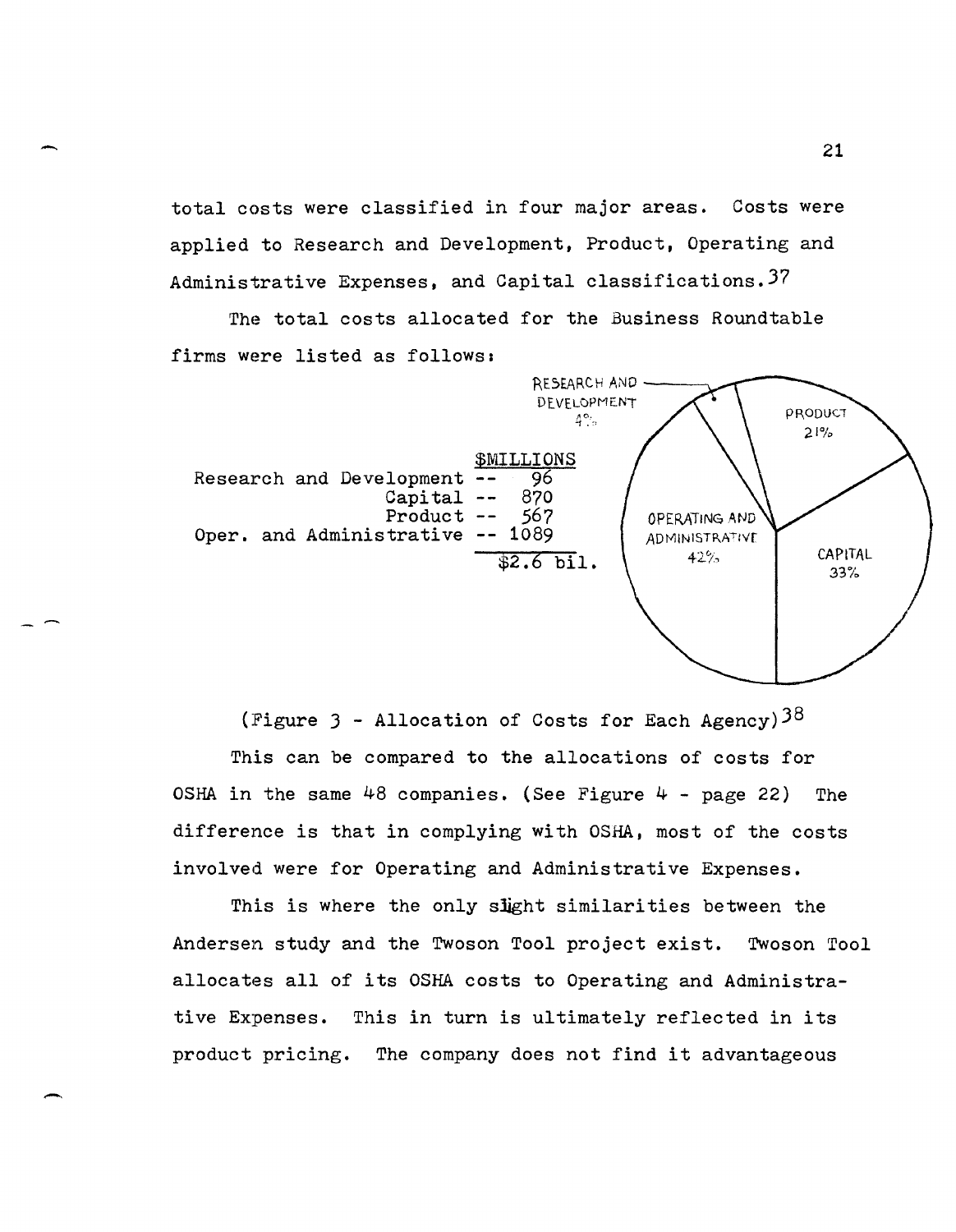total costs were classified in four major areas. Costs were applied to Research and Development, Product, Operating and Administrative Expenses, and Capital classifications.[37]

The total costs allocated for the Business Roundtable firms were listed as follows:

| | $MILLIONS |
|---|---|
| Research and Development -- | 96 |
| Capital -- | 870 |
| Product -- | 567 |
| Oper. and Administrative -- | 1089 |
| | $2.6 bil. |

RESEARCH AND DEVELOPMENT 4%
PRODUCT 21%
OPERATING AND ADMINISTRATIVE 42%
CAPITAL 33%

(Figure 3 - Allocation of Costs for Each Agency)[38]

This can be compared to the allocations of costs for OSHA in the same 48 companies. (See Figure 4 - page 22) The difference is that in complying with OSHA, most of the costs involved were for Operating and Administrative Expenses.

This is where the only slight similarities between the Andersen study and the Twoson Tool project exist. Twoson Tool allocates all of its OSHA costs to Operating and Administrative Expenses. This in turn is ultimately reflected in its product pricing. The company does not find it advantageous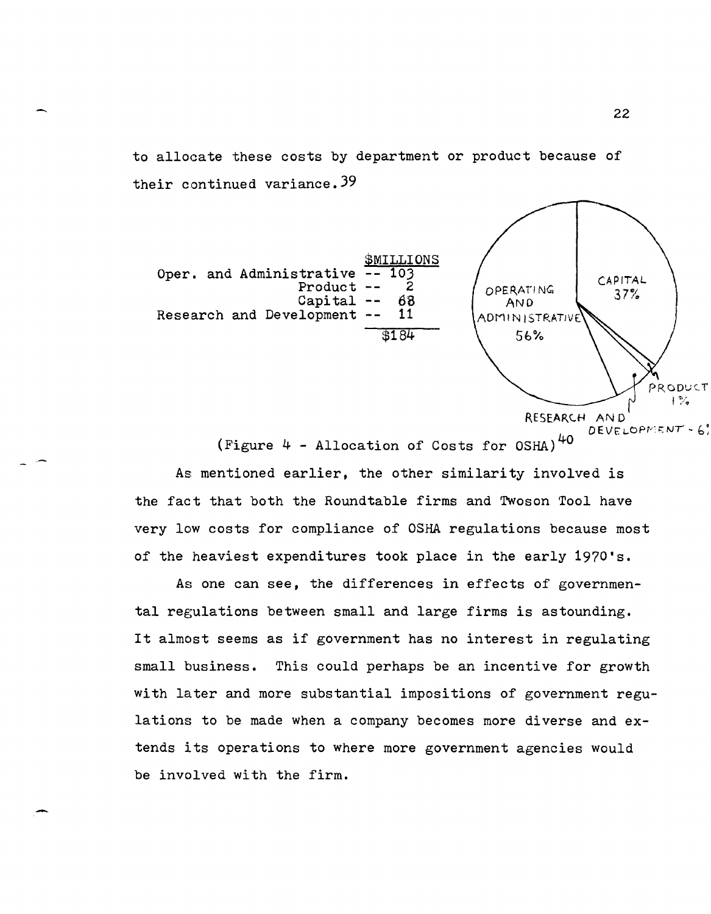to allocate these costs by department or product because of their continued variance.[39]

| | $MILLIONS |
|---|---|
| Oper. and Administrative | 103 |
| Product | 2 |
| Capital | 68 |
| Research and Development | 11 |
| | $184 |

OPERATING AND ADMINISTRATIVE 56%

CAPITAL 37%

PRODUCT 1%

RESEARCH AND DEVELOPMENT - 6%

(Figure 4 - Allocation of Costs for OSHA)[40]

As mentioned earlier, the other similarity involved is the fact that both the Roundtable firms and Twoson Tool have very low costs for compliance of OSHA regulations because most of the heaviest expenditures took place in the early 1970's.

As one can see, the differences in effects of governmental regulations between small and large firms is astounding. It almost seems as if government has no interest in regulating small business. This could perhaps be an incentive for growth with later and more substantial impositions of government regulations to be made when a company becomes more diverse and extends its operations to where more government agencies would be involved with the firm.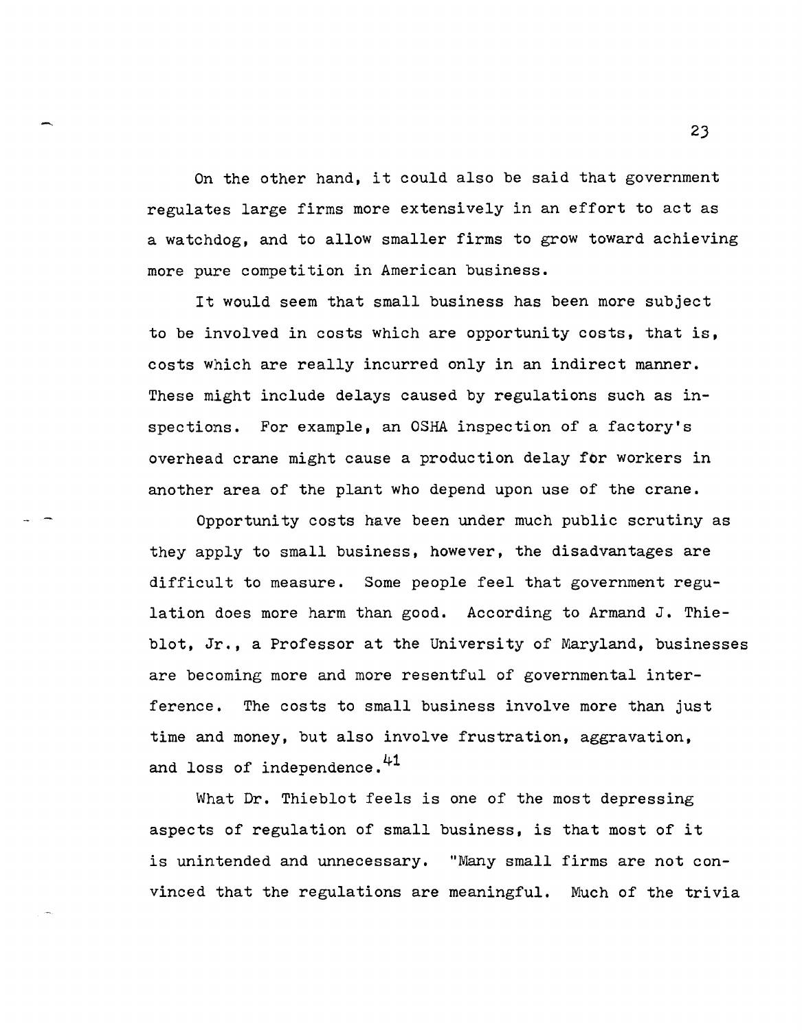On the other hand, it could also be said that government regulates large firms more extensively in an effort to act as a watchdog, and to allow smaller firms to grow toward achieving more pure competition in American business.

It would seem that small business has been more subject to be involved in costs which are opportunity costs, that is, costs which are really incurred only in an indirect manner. These might include delays caused by regulations such as inspections. For example, an OSHA inspection of a factory's overhead crane might cause a production delay for workers in another area of the plant who depend upon use of the crane.

Opportunity costs have been under much public scrutiny as they apply to small business, however, the disadvantages are difficult to measure. Some people feel that government regulation does more harm than good. According to Armand J. Thieblot, Jr., a Professor at the University of Maryland, businesses are becoming more and more resentful of governmental interference. The costs to small business involve more than just time and money, but also involve frustration, aggravation, and loss of independence.[41]

What Dr. Thieblot feels is one of the most depressing aspects of regulation of small business, is that most of it is unintended and unnecessary. "Many small firms are not convinced that the regulations are meaningful. Much of the trivia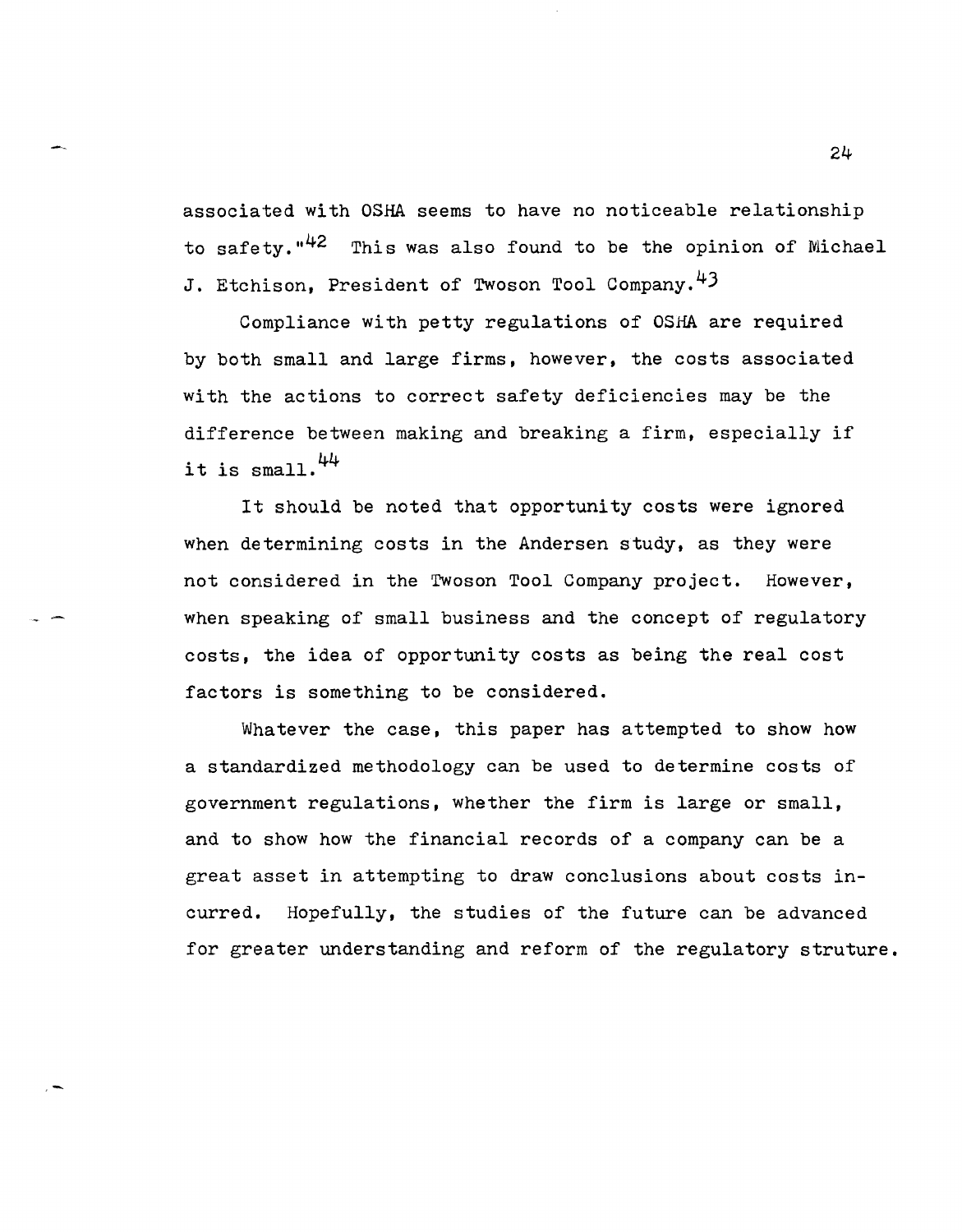associated with OSHA seems to have no noticeable relationship to safety."[42] This was also found to be the opinion of Michael J. Etchison, President of Twoson Tool Company.[43]

Compliance with petty regulations of OSHA are required by both small and large firms, however, the costs associated with the actions to correct safety deficiencies may be the difference between making and breaking a firm, especially if it is small.[44]

It should be noted that opportunity costs were ignored when determining costs in the Andersen study, as they were not considered in the Twoson Tool Company project. However, when speaking of small business and the concept of regulatory costs, the idea of opportunity costs as being the real cost factors is something to be considered.

Whatever the case, this paper has attempted to show how a standardized methodology can be used to determine costs of government regulations, whether the firm is large or small, and to show how the financial records of a company can be a great asset in attempting to draw conclusions about costs incurred. Hopefully, the studies of the future can be advanced for greater understanding and reform of the regulatory struture.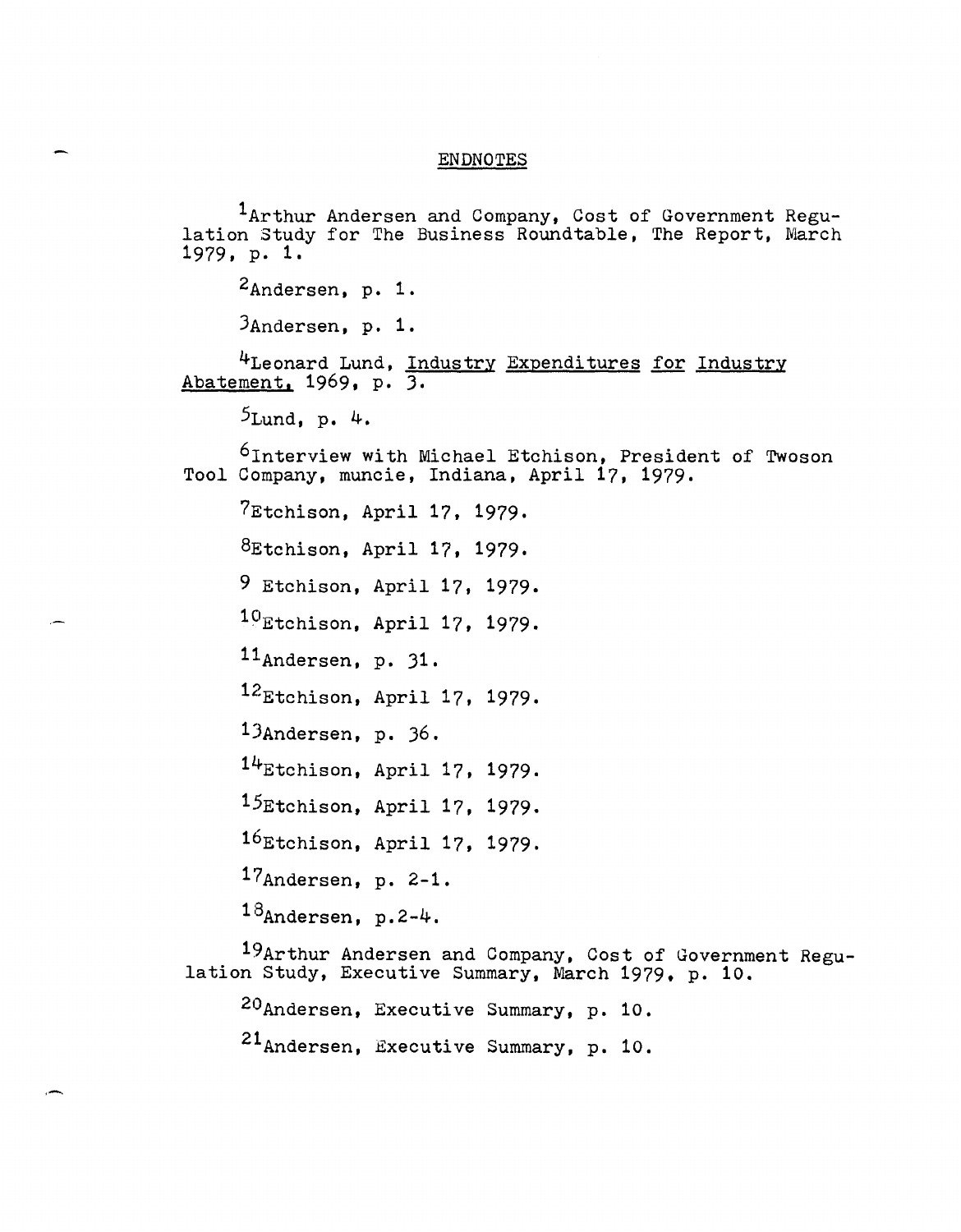## ENDNOTES

[1]Arthur Andersen and Company, Cost of Government Regulation Study for The Business Roundtable, The Report, March 1979, p. 1.

[2]Andersen, p. 1.

[3]Andersen, p. 1.

[4]Leonard Lund, Industry Expenditures for Industry Abatement, 1969, p. 3.

[5]Lund, p. 4.

[6]Interview with Michael Etchison, President of Twoson Tool Company, muncie, Indiana, April 17, 1979.

[7]Etchison, April 17, 1979.

[8]Etchison, April 17, 1979.

[9] Etchison, April 17, 1979.

[10]Etchison, April 17, 1979.

[11]Andersen, p. 31.

[12]Etchison, April 17, 1979.

[13]Andersen, p. 36.

[14]Etchison, April 17, 1979.

[15]Etchison, April 17, 1979.

[16]Etchison, April 17, 1979.

[17]Andersen, p. 2-1.

[18]Andersen, p.2-4.

[19]Arthur Andersen and Company, Cost of Government Regulation Study, Executive Summary, March 1979, p. 10.

[20]Andersen, Executive Summary, p. 10.

[21]Andersen, Executive Summary, p. 10.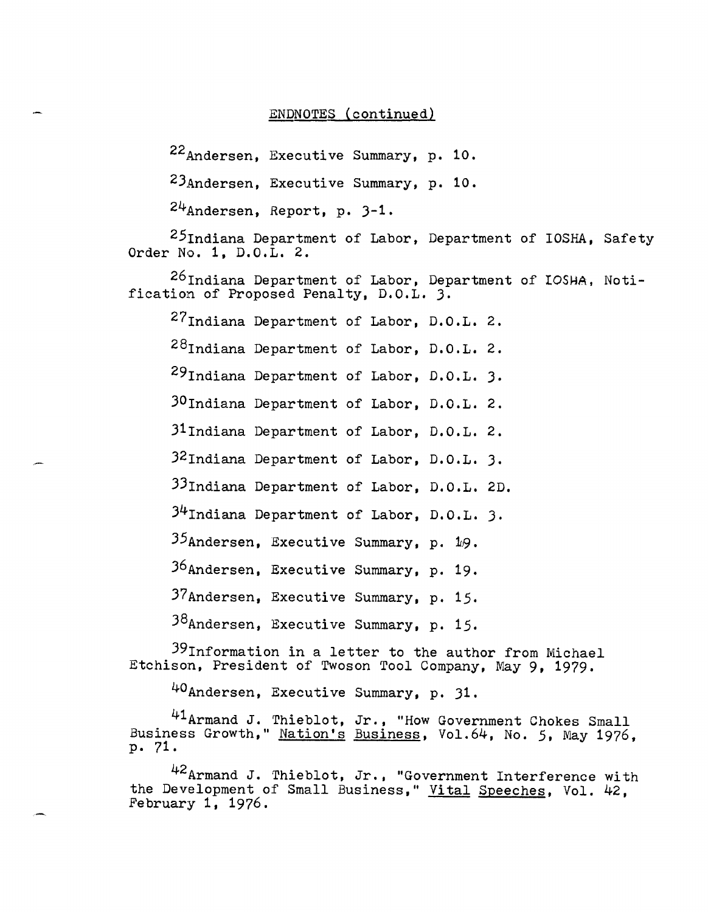ENDNOTES (continued)

[22]Andersen, Executive Summary, p. 10.

[23]Andersen, Executive Summary, p. 10.

[24]Andersen, Report, p. 3-1.

[25]Indiana Department of Labor, Department of IOSHA, Safety Order No. 1, D.O.L. 2.

[26]Indiana Department of Labor, Department of IOSHA, Notification of Proposed Penalty, D.O.L. 3.

[27]Indiana Department of Labor, D.O.L. 2.

[28]Indiana Department of Labor, D.O.L. 2.

[29]Indiana Department of Labor, D.O.L. 3.

[30]Indiana Department of Labor, D.O.L. 2.

[31]Indiana Department of Labor, D.O.L. 2.

[32]Indiana Department of Labor, D.O.L. 3.

[33]Indiana Department of Labor, D.O.L. 2D.

[34]Indiana Department of Labor, D.O.L. 3.

[35]Andersen, Executive Summary, p. 19.

[36]Andersen, Executive Summary, p. 19.

[37]Andersen, Executive Summary, p. 15.

[38]Andersen, Executive Summary, p. 15.

[39]Information in a letter to the author from Michael Etchison, President of Twoson Tool Company, May 9, 1979.

[40]Andersen, Executive Summary, p. 31.

[41]Armand J. Thieblot, Jr., "How Government Chokes Small Business Growth," Nation's Business, Vol.64, No. 5, May 1976, p. 71.

[42]Armand J. Thieblot, Jr., "Government Interference with the Development of Small Business," Vital Speeches, Vol. 42, February 1, 1976.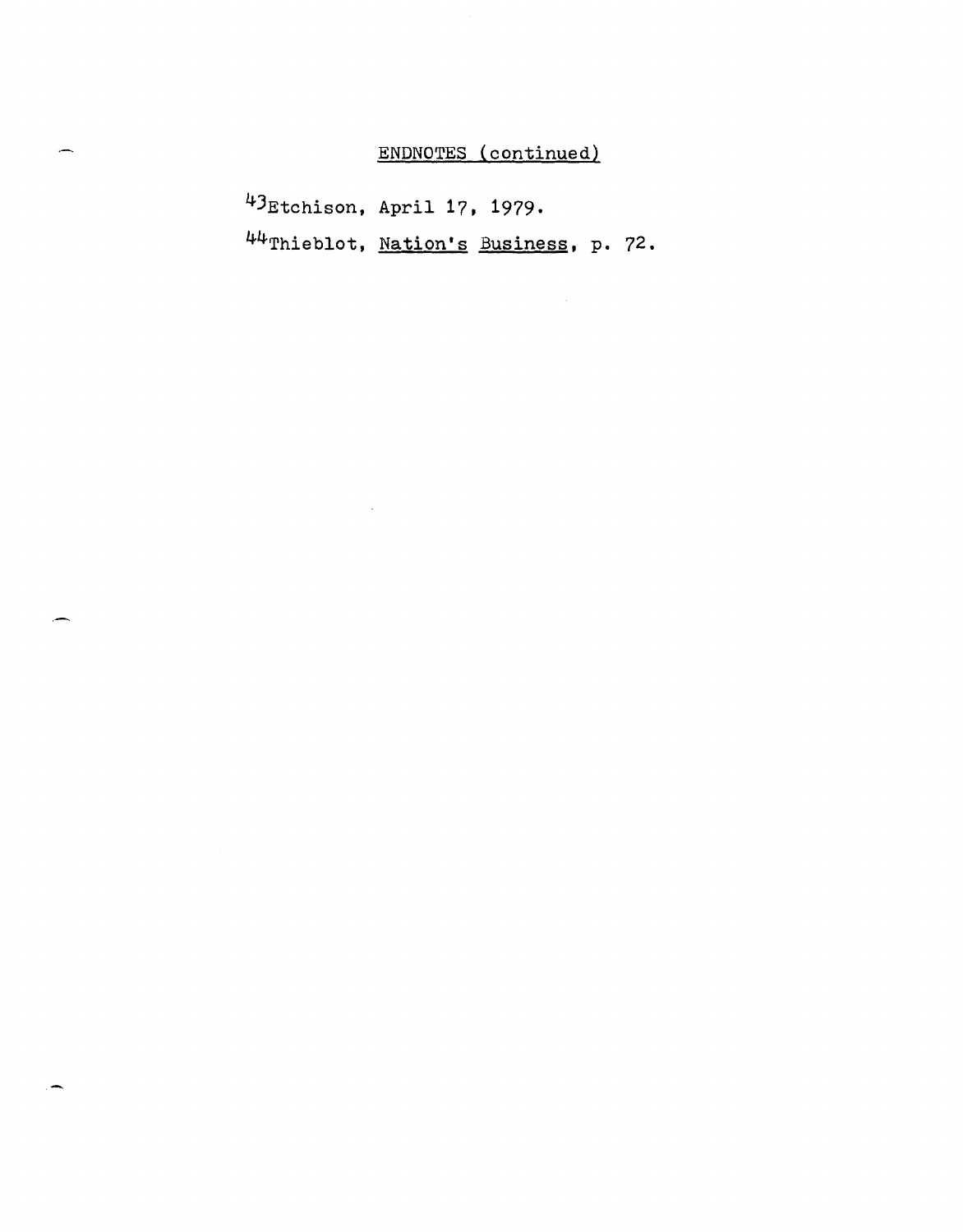## ENDNOTES (continued)

[43]Etchison, April 17, 1979.

[44]Thieblot, Nation's Business, p. 72.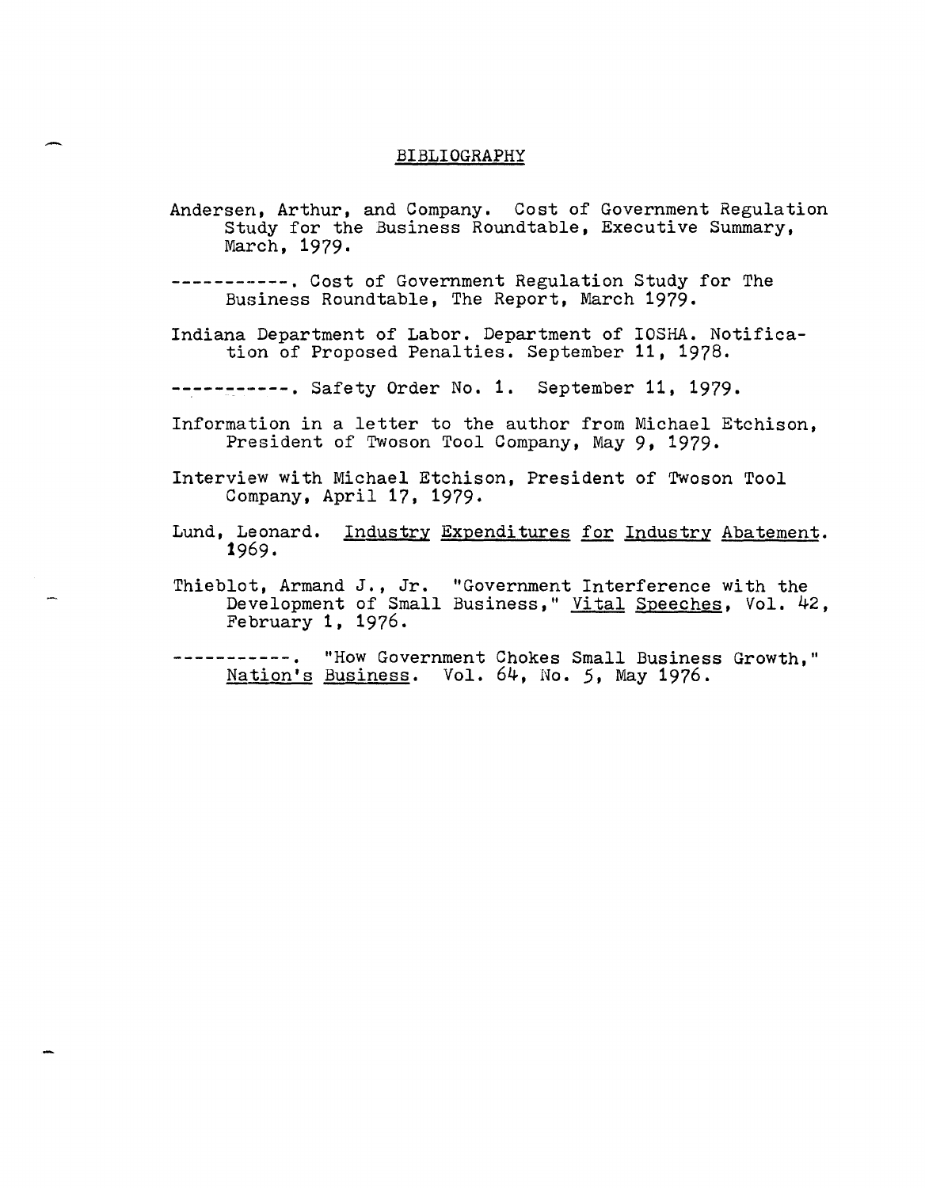# BIBLIOGRAPHY

Andersen, Arthur, and Company. Cost of Government Regulation Study for the Business Roundtable, Executive Summary, March, 1979.

------------. Cost of Government Regulation Study for The Business Roundtable, The Report, March 1979.

Indiana Department of Labor. Department of IOSHA. Notification of Proposed Penalties. September 11, 1978.

------------. Safety Order No. 1. September 11, 1979.

Information in a letter to the author from Michael Etchison, President of Twoson Tool Company, May 9, 1979.

Interview with Michael Etchison, President of Twoson Tool Company, April 17, 1979.

Lund, Leonard. Industry Expenditures for Industry Abatement. 1969.

Thieblot, Armand J., Jr. "Government Interference with the Development of Small Business," Vital Speeches, Vol. 42, February 1, 1976.

------------. "How Government Chokes Small Business Growth," Nation's Business. Vol. 64, No. 5, May 1976.